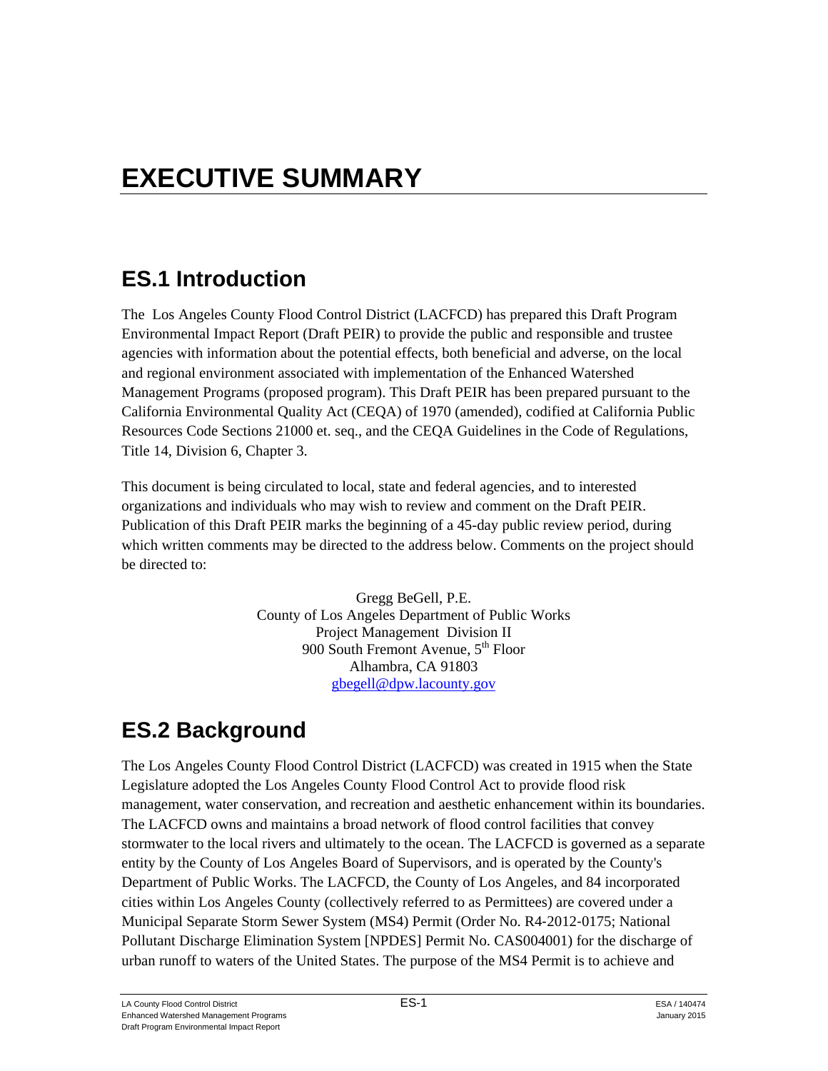# EXECUTIVE SUMMARY

## ES.1 Introduction

The Los Angeles County Flood Control District (LACFCD) has prepared this Draft Program Environmental Impact Report (Draft PEIR) to provide the public and responsible and trustee agencies with information about the potential effects, both beneficial and adverse, on the local and regional environment associated with implementation of the Enhanced Watershed Management Programs (proposed program). This Draft PEIR has been prepared pursuant to the California Environmental Quality Act (CEQA) of 1970 (amended), codified at California Public Resources Code Sections 21000 et. seq., and the CEQA Guidelines in the Code of Regulations, Title 14, Division 6, Chapter 3.

This document is being circulated to local, state and federal agencies, and to interested organizations and individuals who may wish to review and comment on the Draft PEIR. Publication of this Draft PEIR marks the beginning of a 45-day public review period, during which written comments may be directed to the address below. Comments on the project should be directed to:

Gregg BeGell, P.E.
County of Los Angeles Department of Public Works
Project Management Division II
900 South Fremont Avenue, 5th Floor
Alhambra, CA 91803
gbegell@dpw.lacounty.gov

## ES.2 Background

The Los Angeles County Flood Control District (LACFCD) was created in 1915 when the State Legislature adopted the Los Angeles County Flood Control Act to provide flood risk management, water conservation, and recreation and aesthetic enhancement within its boundaries. The LACFCD owns and maintains a broad network of flood control facilities that convey stormwater to the local rivers and ultimately to the ocean. The LACFCD is governed as a separate entity by the County of Los Angeles Board of Supervisors, and is operated by the County's Department of Public Works. The LACFCD, the County of Los Angeles, and 84 incorporated cities within Los Angeles County (collectively referred to as Permittees) are covered under a Municipal Separate Storm Sewer System (MS4) Permit (Order No. R4-2012-0175; National Pollutant Discharge Elimination System [NPDES] Permit No. CAS004001) for the discharge of urban runoff to waters of the United States. The purpose of the MS4 Permit is to achieve and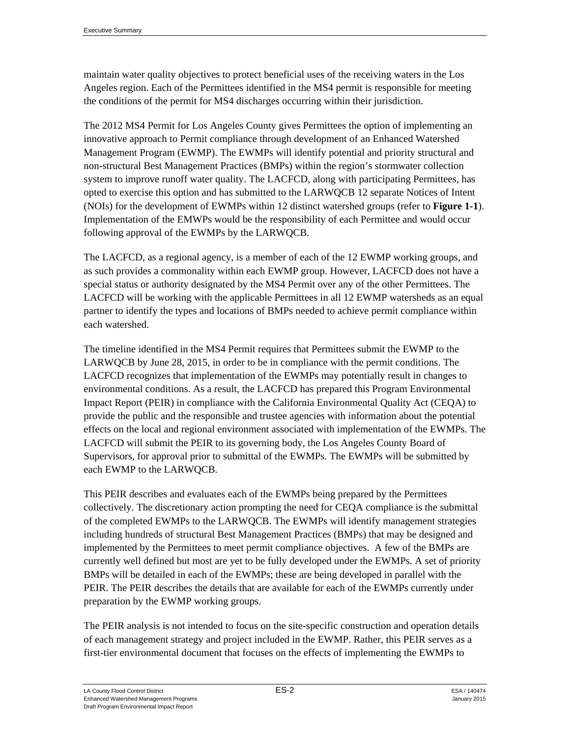maintain water quality objectives to protect beneficial uses of the receiving waters in the Los Angeles region. Each of the Permittees identified in the MS4 permit is responsible for meeting the conditions of the permit for MS4 discharges occurring within their jurisdiction.

The 2012 MS4 Permit for Los Angeles County gives Permittees the option of implementing an innovative approach to Permit compliance through development of an Enhanced Watershed Management Program (EWMP). The EWMPs will identify potential and priority structural and non-structural Best Management Practices (BMPs) within the region's stormwater collection system to improve runoff water quality. The LACFCD, along with participating Permittees, has opted to exercise this option and has submitted to the LARWQCB 12 separate Notices of Intent (NOIs) for the development of EWMPs within 12 distinct watershed groups (refer to **Figure 1-1**). Implementation of the EMWPs would be the responsibility of each Permittee and would occur following approval of the EWMPs by the LARWQCB.

The LACFCD, as a regional agency, is a member of each of the 12 EWMP working groups, and as such provides a commonality within each EWMP group. However, LACFCD does not have a special status or authority designated by the MS4 Permit over any of the other Permittees. The LACFCD will be working with the applicable Permittees in all 12 EWMP watersheds as an equal partner to identify the types and locations of BMPs needed to achieve permit compliance within each watershed.

The timeline identified in the MS4 Permit requires that Permittees submit the EWMP to the LARWQCB by June 28, 2015, in order to be in compliance with the permit conditions. The LACFCD recognizes that implementation of the EWMPs may potentially result in changes to environmental conditions. As a result, the LACFCD has prepared this Program Environmental Impact Report (PEIR) in compliance with the California Environmental Quality Act (CEQA) to provide the public and the responsible and trustee agencies with information about the potential effects on the local and regional environment associated with implementation of the EWMPs. The LACFCD will submit the PEIR to its governing body, the Los Angeles County Board of Supervisors, for approval prior to submittal of the EWMPs. The EWMPs will be submitted by each EWMP to the LARWQCB.

This PEIR describes and evaluates each of the EWMPs being prepared by the Permittees collectively. The discretionary action prompting the need for CEQA compliance is the submittal of the completed EWMPs to the LARWQCB. The EWMPs will identify management strategies including hundreds of structural Best Management Practices (BMPs) that may be designed and implemented by the Permittees to meet permit compliance objectives. A few of the BMPs are currently well defined but most are yet to be fully developed under the EWMPs. A set of priority BMPs will be detailed in each of the EWMPs; these are being developed in parallel with the PEIR. The PEIR describes the details that are available for each of the EWMPs currently under preparation by the EWMP working groups.

The PEIR analysis is not intended to focus on the site-specific construction and operation details of each management strategy and project included in the EWMP. Rather, this PEIR serves as a first-tier environmental document that focuses on the effects of implementing the EWMPs to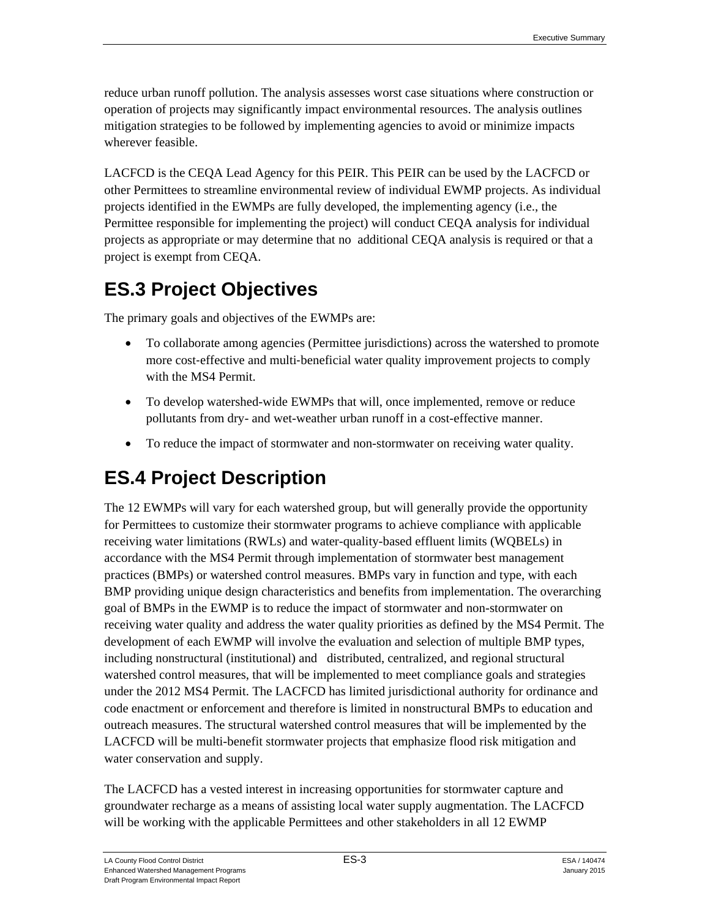reduce urban runoff pollution. The analysis assesses worst case situations where construction or operation of projects may significantly impact environmental resources. The analysis outlines mitigation strategies to be followed by implementing agencies to avoid or minimize impacts wherever feasible.

LACFCD is the CEQA Lead Agency for this PEIR. This PEIR can be used by the LACFCD or other Permittees to streamline environmental review of individual EWMP projects. As individual projects identified in the EWMPs are fully developed, the implementing agency (i.e., the Permittee responsible for implementing the project) will conduct CEQA analysis for individual projects as appropriate or may determine that no additional CEQA analysis is required or that a project is exempt from CEQA.

## ES.3 Project Objectives

The primary goals and objectives of the EWMPs are:

- To collaborate among agencies (Permittee jurisdictions) across the watershed to promote more cost-effective and multi-beneficial water quality improvement projects to comply with the MS4 Permit.
- To develop watershed-wide EWMPs that will, once implemented, remove or reduce pollutants from dry- and wet-weather urban runoff in a cost-effective manner.
- To reduce the impact of stormwater and non-stormwater on receiving water quality.

## ES.4 Project Description

The 12 EWMPs will vary for each watershed group, but will generally provide the opportunity for Permittees to customize their stormwater programs to achieve compliance with applicable receiving water limitations (RWLs) and water-quality-based effluent limits (WQBELs) in accordance with the MS4 Permit through implementation of stormwater best management practices (BMPs) or watershed control measures. BMPs vary in function and type, with each BMP providing unique design characteristics and benefits from implementation. The overarching goal of BMPs in the EWMP is to reduce the impact of stormwater and non-stormwater on receiving water quality and address the water quality priorities as defined by the MS4 Permit. The development of each EWMP will involve the evaluation and selection of multiple BMP types, including nonstructural (institutional) and distributed, centralized, and regional structural watershed control measures, that will be implemented to meet compliance goals and strategies under the 2012 MS4 Permit. The LACFCD has limited jurisdictional authority for ordinance and code enactment or enforcement and therefore is limited in nonstructural BMPs to education and outreach measures. The structural watershed control measures that will be implemented by the LACFCD will be multi-benefit stormwater projects that emphasize flood risk mitigation and water conservation and supply.

The LACFCD has a vested interest in increasing opportunities for stormwater capture and groundwater recharge as a means of assisting local water supply augmentation. The LACFCD will be working with the applicable Permittees and other stakeholders in all 12 EWMP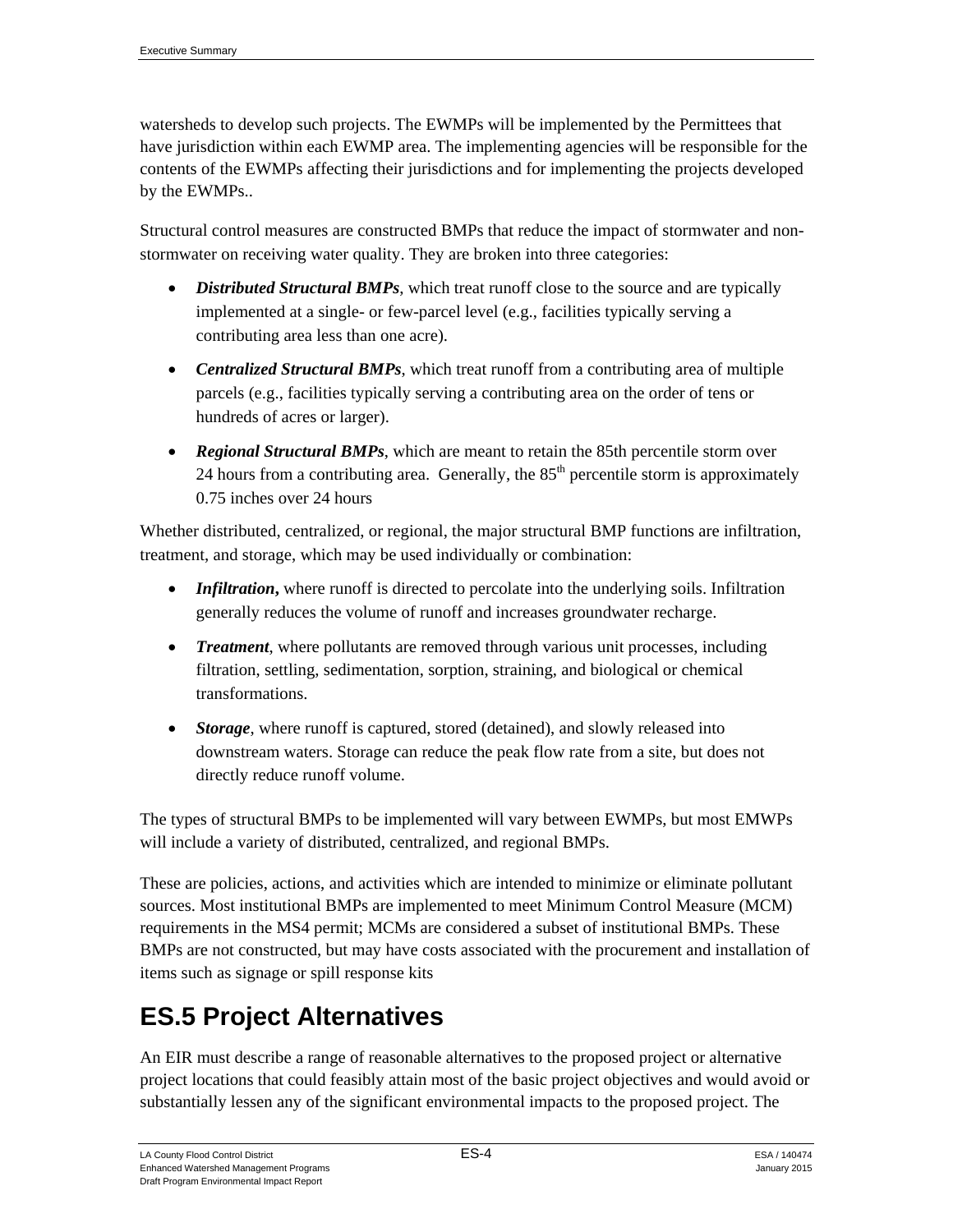watersheds to develop such projects. The EWMPs will be implemented by the Permittees that have jurisdiction within each EWMP area. The implementing agencies will be responsible for the contents of the EWMPs affecting their jurisdictions and for implementing the projects developed by the EWMPs..

Structural control measures are constructed BMPs that reduce the impact of stormwater and non-stormwater on receiving water quality. They are broken into three categories:

- ***Distributed Structural BMPs***, which treat runoff close to the source and are typically implemented at a single- or few-parcel level (e.g., facilities typically serving a contributing area less than one acre).
- ***Centralized Structural BMPs***, which treat runoff from a contributing area of multiple parcels (e.g., facilities typically serving a contributing area on the order of tens or hundreds of acres or larger).
- ***Regional Structural BMPs***, which are meant to retain the 85th percentile storm over 24 hours from a contributing area. Generally, the 85th percentile storm is approximately 0.75 inches over 24 hours

Whether distributed, centralized, or regional, the major structural BMP functions are infiltration, treatment, and storage, which may be used individually or combination:

- ***Infiltration***, where runoff is directed to percolate into the underlying soils. Infiltration generally reduces the volume of runoff and increases groundwater recharge.
- ***Treatment***, where pollutants are removed through various unit processes, including filtration, settling, sedimentation, sorption, straining, and biological or chemical transformations.
- ***Storage***, where runoff is captured, stored (detained), and slowly released into downstream waters. Storage can reduce the peak flow rate from a site, but does not directly reduce runoff volume.

The types of structural BMPs to be implemented will vary between EWMPs, but most EMWPs will include a variety of distributed, centralized, and regional BMPs.

These are policies, actions, and activities which are intended to minimize or eliminate pollutant sources. Most institutional BMPs are implemented to meet Minimum Control Measure (MCM) requirements in the MS4 permit; MCMs are considered a subset of institutional BMPs. These BMPs are not constructed, but may have costs associated with the procurement and installation of items such as signage or spill response kits

# ES.5 Project Alternatives

An EIR must describe a range of reasonable alternatives to the proposed project or alternative project locations that could feasibly attain most of the basic project objectives and would avoid or substantially lessen any of the significant environmental impacts to the proposed project. The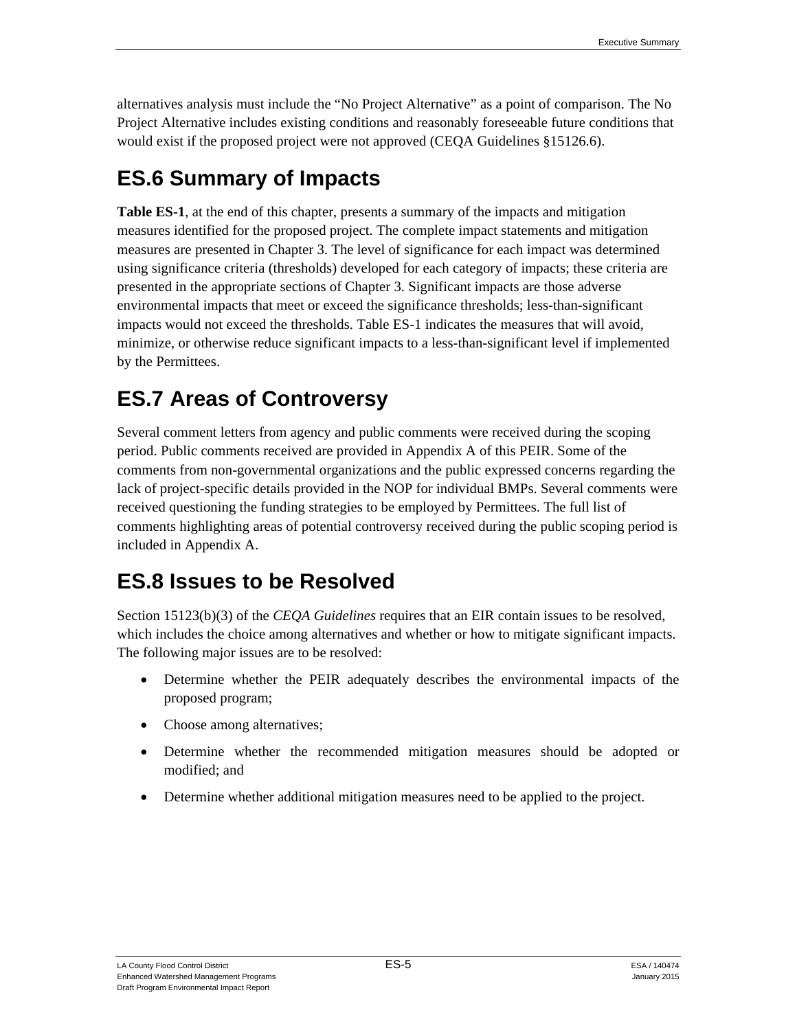alternatives analysis must include the "No Project Alternative" as a point of comparison. The No Project Alternative includes existing conditions and reasonably foreseeable future conditions that would exist if the proposed project were not approved (CEQA Guidelines §15126.6).

## ES.6 Summary of Impacts

**Table ES-1**, at the end of this chapter, presents a summary of the impacts and mitigation measures identified for the proposed project. The complete impact statements and mitigation measures are presented in Chapter 3. The level of significance for each impact was determined using significance criteria (thresholds) developed for each category of impacts; these criteria are presented in the appropriate sections of Chapter 3. Significant impacts are those adverse environmental impacts that meet or exceed the significance thresholds; less-than-significant impacts would not exceed the thresholds. Table ES-1 indicates the measures that will avoid, minimize, or otherwise reduce significant impacts to a less-than-significant level if implemented by the Permittees.

## ES.7 Areas of Controversy

Several comment letters from agency and public comments were received during the scoping period. Public comments received are provided in Appendix A of this PEIR. Some of the comments from non-governmental organizations and the public expressed concerns regarding the lack of project-specific details provided in the NOP for individual BMPs. Several comments were received questioning the funding strategies to be employed by Permittees. The full list of comments highlighting areas of potential controversy received during the public scoping period is included in Appendix A.

## ES.8 Issues to be Resolved

Section 15123(b)(3) of the *CEQA Guidelines* requires that an EIR contain issues to be resolved, which includes the choice among alternatives and whether or how to mitigate significant impacts. The following major issues are to be resolved:

- Determine whether the PEIR adequately describes the environmental impacts of the proposed program;
- Choose among alternatives;
- Determine whether the recommended mitigation measures should be adopted or modified; and
- Determine whether additional mitigation measures need to be applied to the project.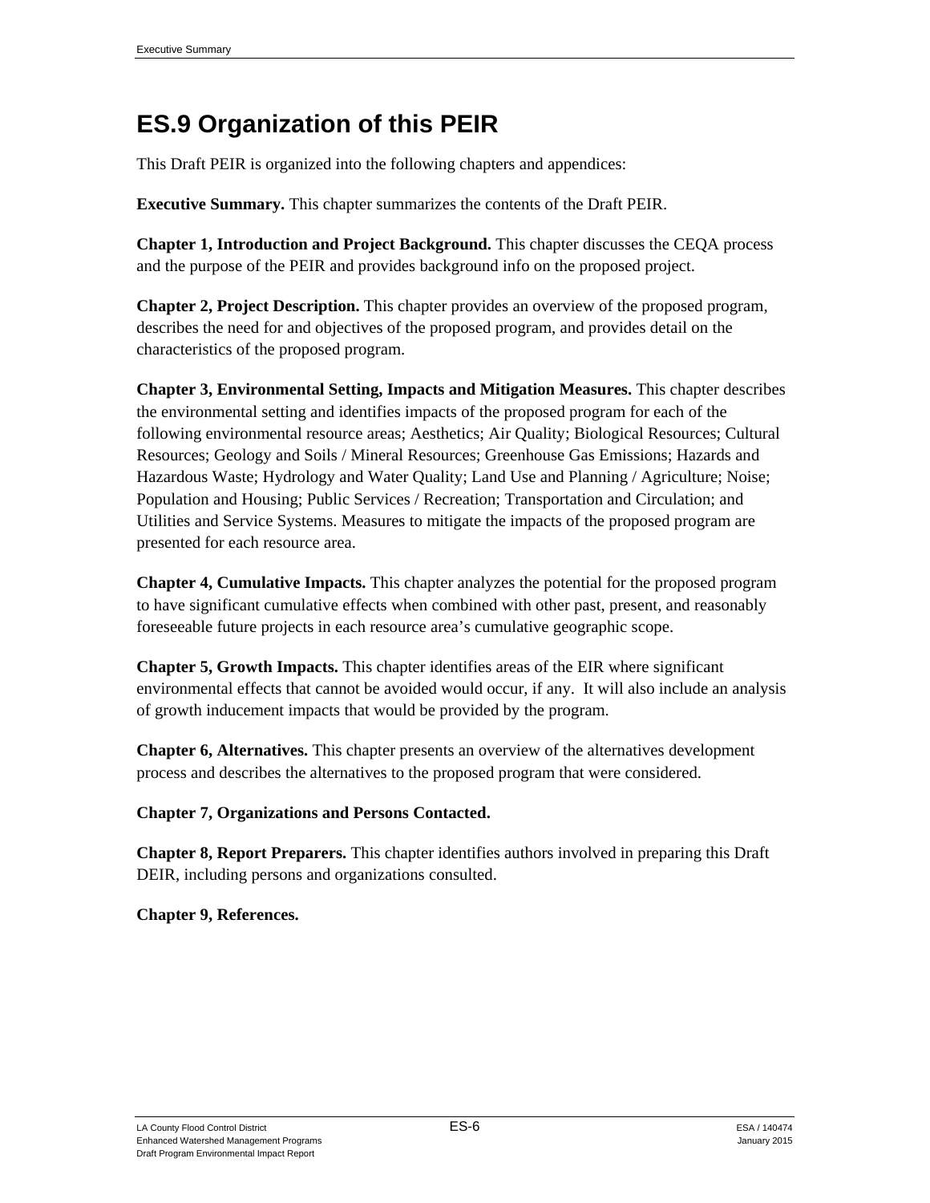## ES.9 Organization of this PEIR

This Draft PEIR is organized into the following chapters and appendices:

**Executive Summary.** This chapter summarizes the contents of the Draft PEIR.

**Chapter 1, Introduction and Project Background.** This chapter discusses the CEQA process and the purpose of the PEIR and provides background info on the proposed project.

**Chapter 2, Project Description.** This chapter provides an overview of the proposed program, describes the need for and objectives of the proposed program, and provides detail on the characteristics of the proposed program.

**Chapter 3, Environmental Setting, Impacts and Mitigation Measures.** This chapter describes the environmental setting and identifies impacts of the proposed program for each of the following environmental resource areas; Aesthetics; Air Quality; Biological Resources; Cultural Resources; Geology and Soils / Mineral Resources; Greenhouse Gas Emissions; Hazards and Hazardous Waste; Hydrology and Water Quality; Land Use and Planning / Agriculture; Noise; Population and Housing; Public Services / Recreation; Transportation and Circulation; and Utilities and Service Systems. Measures to mitigate the impacts of the proposed program are presented for each resource area.

**Chapter 4, Cumulative Impacts.** This chapter analyzes the potential for the proposed program to have significant cumulative effects when combined with other past, present, and reasonably foreseeable future projects in each resource area's cumulative geographic scope.

**Chapter 5, Growth Impacts.** This chapter identifies areas of the EIR where significant environmental effects that cannot be avoided would occur, if any. It will also include an analysis of growth inducement impacts that would be provided by the program.

**Chapter 6, Alternatives.** This chapter presents an overview of the alternatives development process and describes the alternatives to the proposed program that were considered.

**Chapter 7, Organizations and Persons Contacted.**

**Chapter 8, Report Preparers.** This chapter identifies authors involved in preparing this Draft DEIR, including persons and organizations consulted.

**Chapter 9, References.**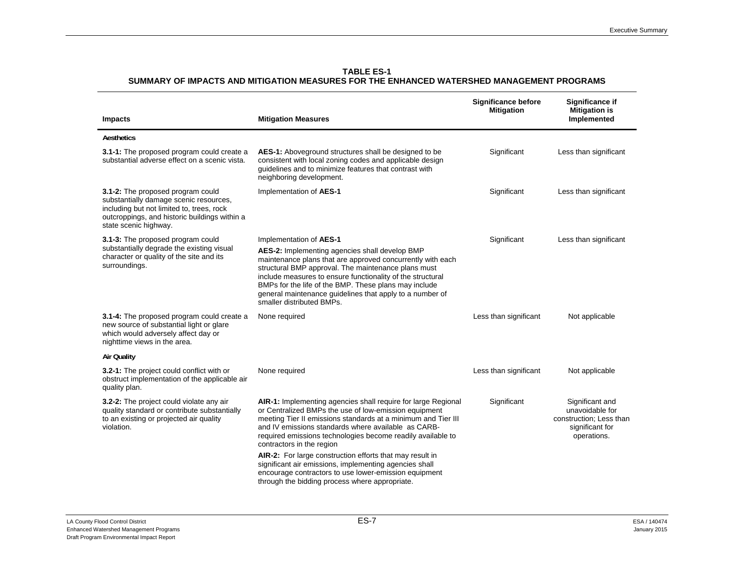**TABLE ES-1**
**SUMMARY OF IMPACTS AND MITIGATION MEASURES FOR THE ENHANCED WATERSHED MANAGEMENT PROGRAMS**

| Impacts | Mitigation Measures | Significance before Mitigation | Significance if Mitigation is Implemented |
|---|---|---|---|
| **Aesthetics** | | | |
| **3.1-1:** The proposed program could create a substantial adverse effect on a scenic vista. | **AES-1:** Aboveground structures shall be designed to be consistent with local zoning codes and applicable design guidelines and to minimize features that contrast with neighboring development. | Significant | Less than significant |
| **3.1-2:** The proposed program could substantially damage scenic resources, including but not limited to, trees, rock outcroppings, and historic buildings within a state scenic highway. | Implementation of **AES-1** | Significant | Less than significant |
| **3.1-3:** The proposed program could substantially degrade the existing visual character or quality of the site and its surroundings. | Implementation of **AES-1**<br>**AES-2:** Implementing agencies shall develop BMP maintenance plans that are approved concurrently with each structural BMP approval. The maintenance plans must include measures to ensure functionality of the structural BMPs for the life of the BMP. These plans may include general maintenance guidelines that apply to a number of smaller distributed BMPs. | Significant | Less than significant |
| **3.1-4:** The proposed program could create a new source of substantial light or glare which would adversely affect day or nighttime views in the area. | None required | Less than significant | Not applicable |
| **Air Quality** | | | |
| **3.2-1:** The project could conflict with or obstruct implementation of the applicable air quality plan. | None required | Less than significant | Not applicable |
| **3.2-2:** The project could violate any air quality standard or contribute substantially to an existing or projected air quality violation. | **AIR-1:** Implementing agencies shall require for large Regional or Centralized BMPs the use of low-emission equipment meeting Tier II emissions standards at a minimum and Tier III and IV emissions standards where available as CARB-required emissions technologies become readily available to contractors in the region<br>**AIR-2:** For large construction efforts that may result in significant air emissions, implementing agencies shall encourage contractors to use lower-emission equipment through the bidding process where appropriate. | Significant | Significant and unavoidable for construction; Less than significant for operations. |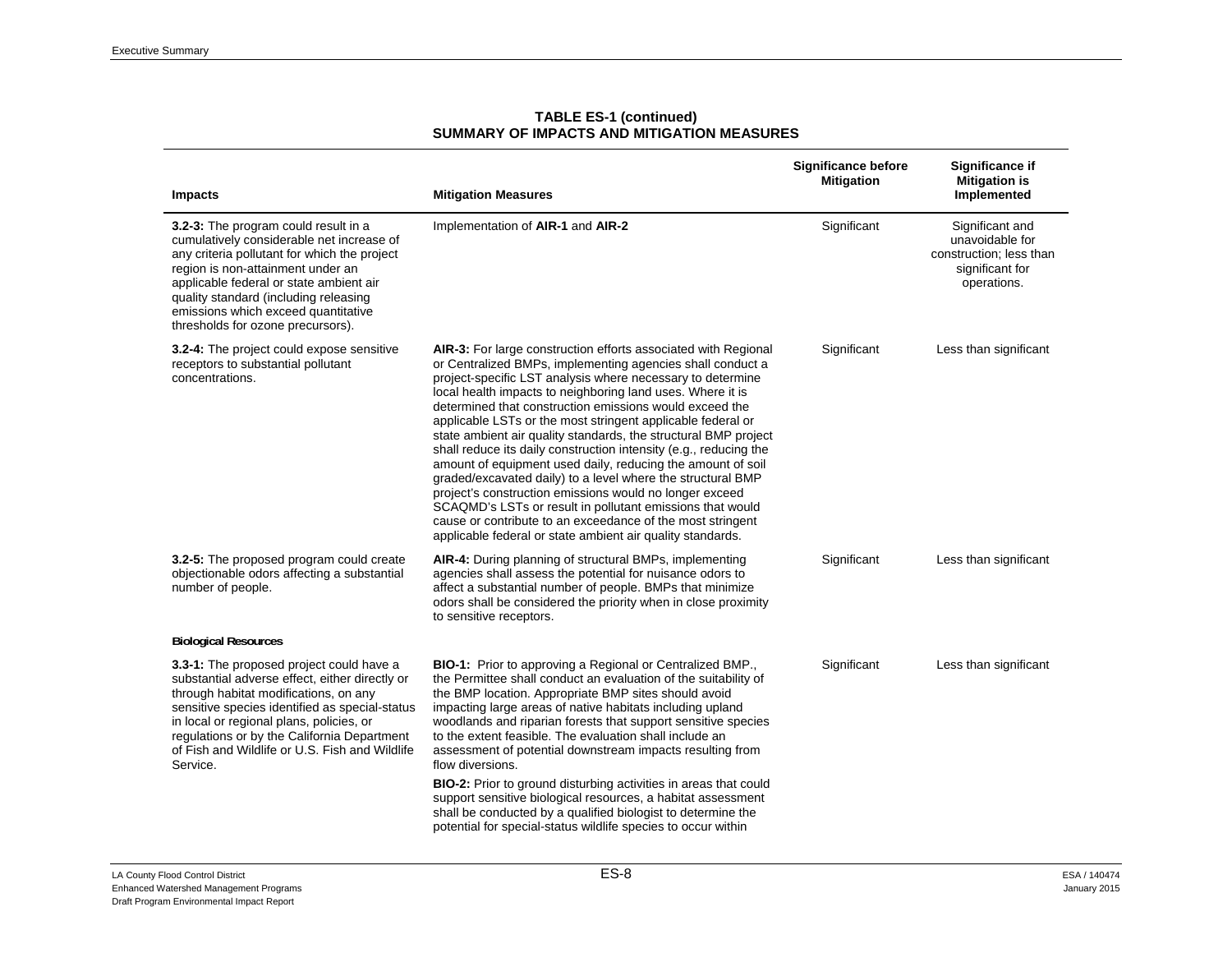**TABLE ES-1 (continued)**
**SUMMARY OF IMPACTS AND MITIGATION MEASURES**

| Impacts | Mitigation Measures | Significance before Mitigation | Significance if Mitigation is Implemented |
|---|---|---|---|
| **3.2-3:** The program could result in a cumulatively considerable net increase of any criteria pollutant for which the project region is non-attainment under an applicable federal or state ambient air quality standard (including releasing emissions which exceed quantitative thresholds for ozone precursors). | Implementation of **AIR-1** and **AIR-2** | Significant | Significant and unavoidable for construction; less than significant for operations. |
| **3.2-4:** The project could expose sensitive receptors to substantial pollutant concentrations. | **AIR-3:** For large construction efforts associated with Regional or Centralized BMPs, implementing agencies shall conduct a project-specific LST analysis where necessary to determine local health impacts to neighboring land uses. Where it is determined that construction emissions would exceed the applicable LSTs or the most stringent applicable federal or state ambient air quality standards, the structural BMP project shall reduce its daily construction intensity (e.g., reducing the amount of equipment used daily, reducing the amount of soil graded/excavated daily) to a level where the structural BMP project's construction emissions would no longer exceed SCAQMD's LSTs or result in pollutant emissions that would cause or contribute to an exceedance of the most stringent applicable federal or state ambient air quality standards. | Significant | Less than significant |
| **3.2-5:** The proposed program could create objectionable odors affecting a substantial number of people. | **AIR-4:** During planning of structural BMPs, implementing agencies shall assess the potential for nuisance odors to affect a substantial number of people. BMPs that minimize odors shall be considered the priority when in close proximity to sensitive receptors. | Significant | Less than significant |
| **Biological Resources** | | | |
| **3.3-1:** The proposed project could have a substantial adverse effect, either directly or through habitat modifications, on any sensitive species identified as special-status in local or regional plans, policies, or regulations or by the California Department of Fish and Wildlife or U.S. Fish and Wildlife Service. | **BIO-1:** Prior to approving a Regional or Centralized BMP., the Permittee shall conduct an evaluation of the suitability of the BMP location. Appropriate BMP sites should avoid impacting large areas of native habitats including upland woodlands and riparian forests that support sensitive species to the extent feasible. The evaluation shall include an assessment of potential downstream impacts resulting from flow diversions.<br><br>**BIO-2:** Prior to ground disturbing activities in areas that could support sensitive biological resources, a habitat assessment shall be conducted by a qualified biologist to determine the potential for special-status wildlife species to occur within | Significant | Less than significant |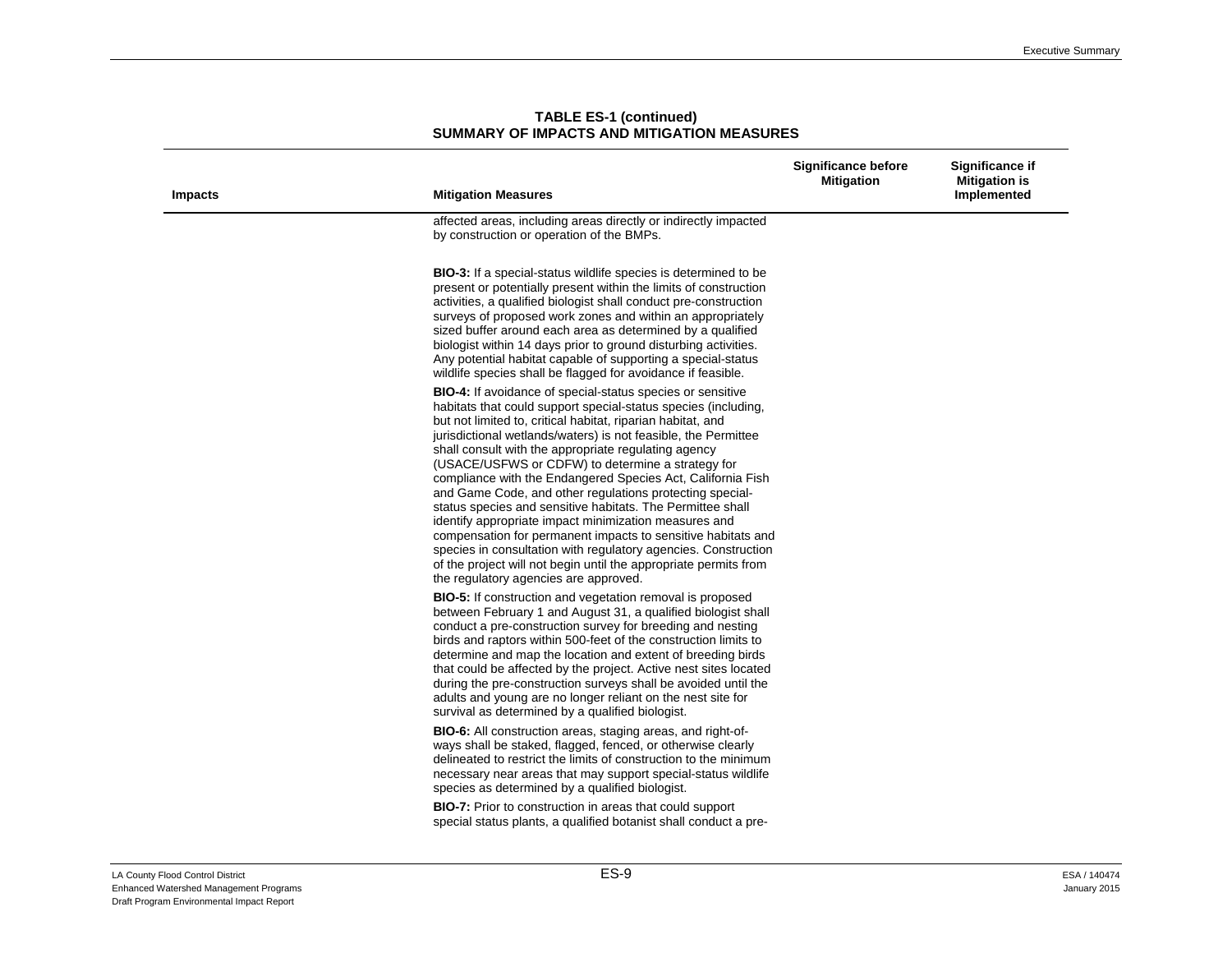**TABLE ES-1 (continued)**
**SUMMARY OF IMPACTS AND MITIGATION MEASURES**

| Impacts | Mitigation Measures | Significance before Mitigation | Significance if Mitigation is Implemented |
|---|---|---|---|
| | affected areas, including areas directly or indirectly impacted by construction or operation of the BMPs.<br><br>**BIO-3:** If a special-status wildlife species is determined to be present or potentially present within the limits of construction activities, a qualified biologist shall conduct pre-construction surveys of proposed work zones and within an appropriately sized buffer around each area as determined by a qualified biologist within 14 days prior to ground disturbing activities. Any potential habitat capable of supporting a special-status wildlife species shall be flagged for avoidance if feasible.<br><br>**BIO-4:** If avoidance of special-status species or sensitive habitats that could support special-status species (including, but not limited to, critical habitat, riparian habitat, and jurisdictional wetlands/waters) is not feasible, the Permittee shall consult with the appropriate regulating agency (USACE/USFWS or CDFW) to determine a strategy for compliance with the Endangered Species Act, California Fish and Game Code, and other regulations protecting special-status species and sensitive habitats. The Permittee shall identify appropriate impact minimization measures and compensation for permanent impacts to sensitive habitats and species in consultation with regulatory agencies. Construction of the project will not begin until the appropriate permits from the regulatory agencies are approved.<br><br>**BIO-5:** If construction and vegetation removal is proposed between February 1 and August 31, a qualified biologist shall conduct a pre-construction survey for breeding and nesting birds and raptors within 500-feet of the construction limits to determine and map the location and extent of breeding birds that could be affected by the project. Active nest sites located during the pre-construction surveys shall be avoided until the adults and young are no longer reliant on the nest site for survival as determined by a qualified biologist.<br><br>**BIO-6:** All construction areas, staging areas, and right-of-ways shall be staked, flagged, fenced, or otherwise clearly delineated to restrict the limits of construction to the minimum necessary near areas that may support special-status wildlife species as determined by a qualified biologist.<br><br>**BIO-7:** Prior to construction in areas that could support special status plants, a qualified botanist shall conduct a pre- | | |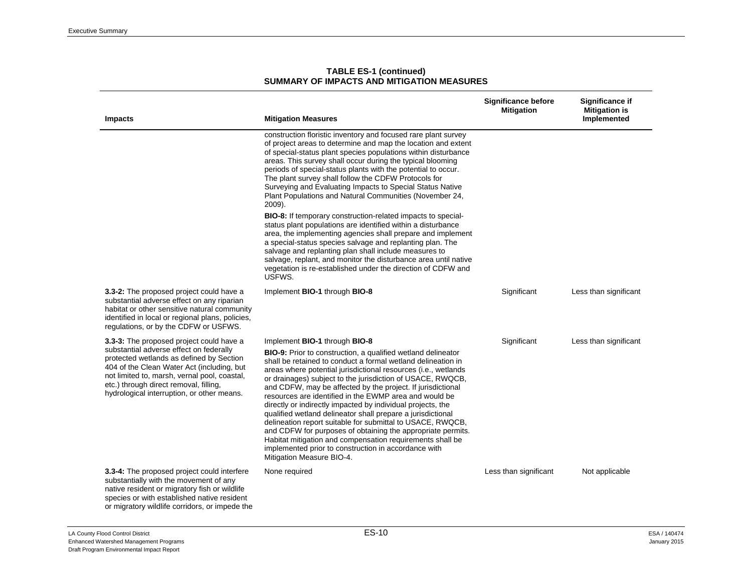**TABLE ES-1 (continued)**
**SUMMARY OF IMPACTS AND MITIGATION MEASURES**

| Impacts | Mitigation Measures | Significance before Mitigation | Significance if Mitigation is Implemented |
|---|---|---|---|
| | construction floristic inventory and focused rare plant survey of project areas to determine and map the location and extent of special-status plant species populations within disturbance areas. This survey shall occur during the typical blooming periods of special-status plants with the potential to occur. The plant survey shall follow the CDFW Protocols for Surveying and Evaluating Impacts to Special Status Native Plant Populations and Natural Communities (November 24, 2009).<br><br>**BIO-8:** If temporary construction-related impacts to special-status plant populations are identified within a disturbance area, the implementing agencies shall prepare and implement a special-status species salvage and replanting plan. The salvage and replanting plan shall include measures to salvage, replant, and monitor the disturbance area until native vegetation is re-established under the direction of CDFW and USFWS. | | |
| **3.3-2:** The proposed project could have a substantial adverse effect on any riparian habitat or other sensitive natural community identified in local or regional plans, policies, regulations, or by the CDFW or USFWS. | Implement **BIO-1** through **BIO-8** | Significant | Less than significant |
| **3.3-3:** The proposed project could have a substantial adverse effect on federally protected wetlands as defined by Section 404 of the Clean Water Act (including, but not limited to, marsh, vernal pool, coastal, etc.) through direct removal, filling, hydrological interruption, or other means. | Implement **BIO-1** through **BIO-8**<br><br>**BIO-9:** Prior to construction, a qualified wetland delineator shall be retained to conduct a formal wetland delineation in areas where potential jurisdictional resources (i.e., wetlands or drainages) subject to the jurisdiction of USACE, RWQCB, and CDFW, may be affected by the project. If jurisdictional resources are identified in the EWMP area and would be directly or indirectly impacted by individual projects, the qualified wetland delineator shall prepare a jurisdictional delineation report suitable for submittal to USACE, RWQCB, and CDFW for purposes of obtaining the appropriate permits. Habitat mitigation and compensation requirements shall be implemented prior to construction in accordance with Mitigation Measure BIO-4. | Significant | Less than significant |
| **3.3-4:** The proposed project could interfere substantially with the movement of any native resident or migratory fish or wildlife species or with established native resident or migratory wildlife corridors, or impede the | None required | Less than significant | Not applicable |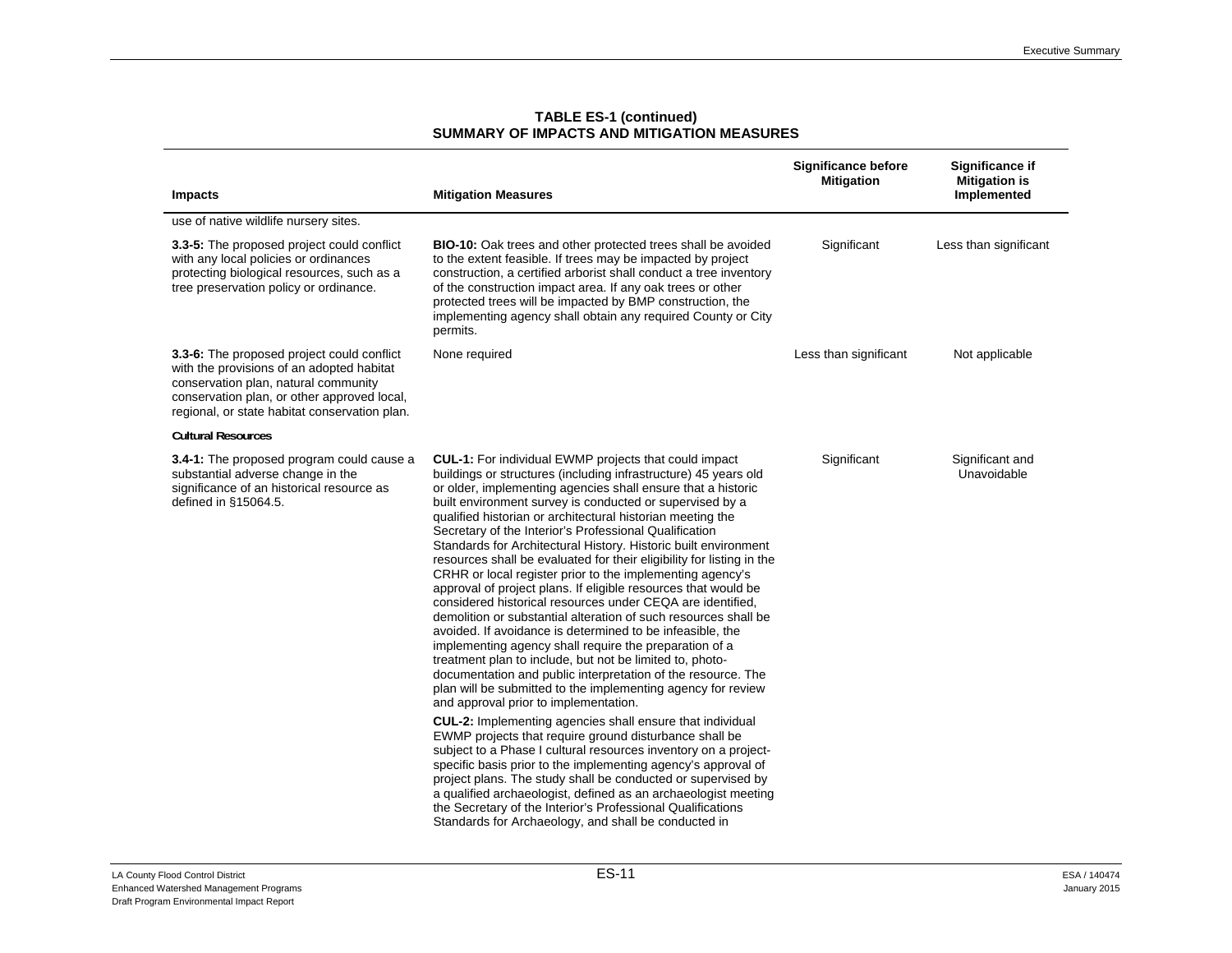**TABLE ES-1 (continued)**
**SUMMARY OF IMPACTS AND MITIGATION MEASURES**

| Impacts | Mitigation Measures | Significance before Mitigation | Significance if Mitigation is Implemented |
|---|---|---|---|
| use of native wildlife nursery sites. | | | |
| **3.3-5:** The proposed project could conflict with any local policies or ordinances protecting biological resources, such as a tree preservation policy or ordinance. | **BIO-10:** Oak trees and other protected trees shall be avoided to the extent feasible. If trees may be impacted by project construction, a certified arborist shall conduct a tree inventory of the construction impact area. If any oak trees or other protected trees will be impacted by BMP construction, the implementing agency shall obtain any required County or City permits. | Significant | Less than significant |
| **3.3-6:** The proposed project could conflict with the provisions of an adopted habitat conservation plan, natural community conservation plan, or other approved local, regional, or state habitat conservation plan. | None required | Less than significant | Not applicable |
| **Cultural Resources** | | | |
| **3.4-1:** The proposed program could cause a substantial adverse change in the significance of an historical resource as defined in §15064.5. | **CUL-1:** For individual EWMP projects that could impact buildings or structures (including infrastructure) 45 years old or older, implementing agencies shall ensure that a historic built environment survey is conducted or supervised by a qualified historian or architectural historian meeting the Secretary of the Interior's Professional Qualification Standards for Architectural History. Historic built environment resources shall be evaluated for their eligibility for listing in the CRHR or local register prior to the implementing agency's approval of project plans. If eligible resources that would be considered historical resources under CEQA are identified, demolition or substantial alteration of such resources shall be avoided. If avoidance is determined to be infeasible, the implementing agency shall require the preparation of a treatment plan to include, but not be limited to, photo-documentation and public interpretation of the resource. The plan will be submitted to the implementing agency for review and approval prior to implementation.<br><br>**CUL-2:** Implementing agencies shall ensure that individual EWMP projects that require ground disturbance shall be subject to a Phase I cultural resources inventory on a project-specific basis prior to the implementing agency's approval of project plans. The study shall be conducted or supervised by a qualified archaeologist, defined as an archaeologist meeting the Secretary of the Interior's Professional Qualifications Standards for Archaeology, and shall be conducted in | Significant | Significant and Unavoidable |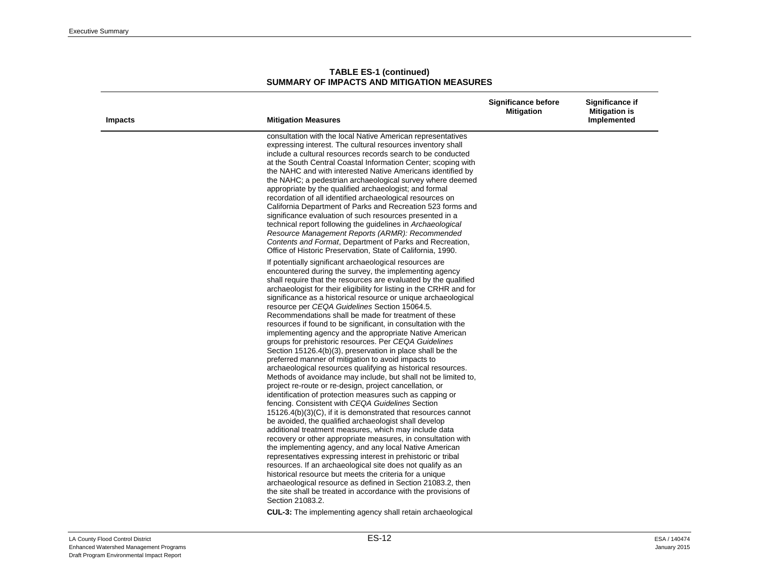**TABLE ES-1 (continued)**
**SUMMARY OF IMPACTS AND MITIGATION MEASURES**

| Impacts | Mitigation Measures | Significance before Mitigation | Significance if Mitigation is Implemented |
|---|---|---|---|
| | consultation with the local Native American representatives expressing interest. The cultural resources inventory shall include a cultural resources records search to be conducted at the South Central Coastal Information Center; scoping with the NAHC and with interested Native Americans identified by the NAHC; a pedestrian archaeological survey where deemed appropriate by the qualified archaeologist; and formal recordation of all identified archaeological resources on California Department of Parks and Recreation 523 forms and significance evaluation of such resources presented in a technical report following the guidelines in *Archaeological Resource Management Reports (ARMR): Recommended Contents and Format*, Department of Parks and Recreation, Office of Historic Preservation, State of California, 1990.<br><br>If potentially significant archaeological resources are encountered during the survey, the implementing agency shall require that the resources are evaluated by the qualified archaeologist for their eligibility for listing in the CRHR and for significance as a historical resource or unique archaeological resource per *CEQA Guidelines* Section 15064.5. Recommendations shall be made for treatment of these resources if found to be significant, in consultation with the implementing agency and the appropriate Native American groups for prehistoric resources. Per *CEQA Guidelines* Section 15126.4(b)(3), preservation in place shall be the preferred manner of mitigation to avoid impacts to archaeological resources qualifying as historical resources. Methods of avoidance may include, but shall not be limited to, project re-route or re-design, project cancellation, or identification of protection measures such as capping or fencing. Consistent with *CEQA Guidelines* Section 15126.4(b)(3)(C), if it is demonstrated that resources cannot be avoided, the qualified archaeologist shall develop additional treatment measures, which may include data recovery or other appropriate measures, in consultation with the implementing agency, and any local Native American representatives expressing interest in prehistoric or tribal resources. If an archaeological site does not qualify as an historical resource but meets the criteria for a unique archaeological resource as defined in Section 21083.2, then the site shall be treated in accordance with the provisions of Section 21083.2.<br><br>**CUL-3:** The implementing agency shall retain archaeological | | |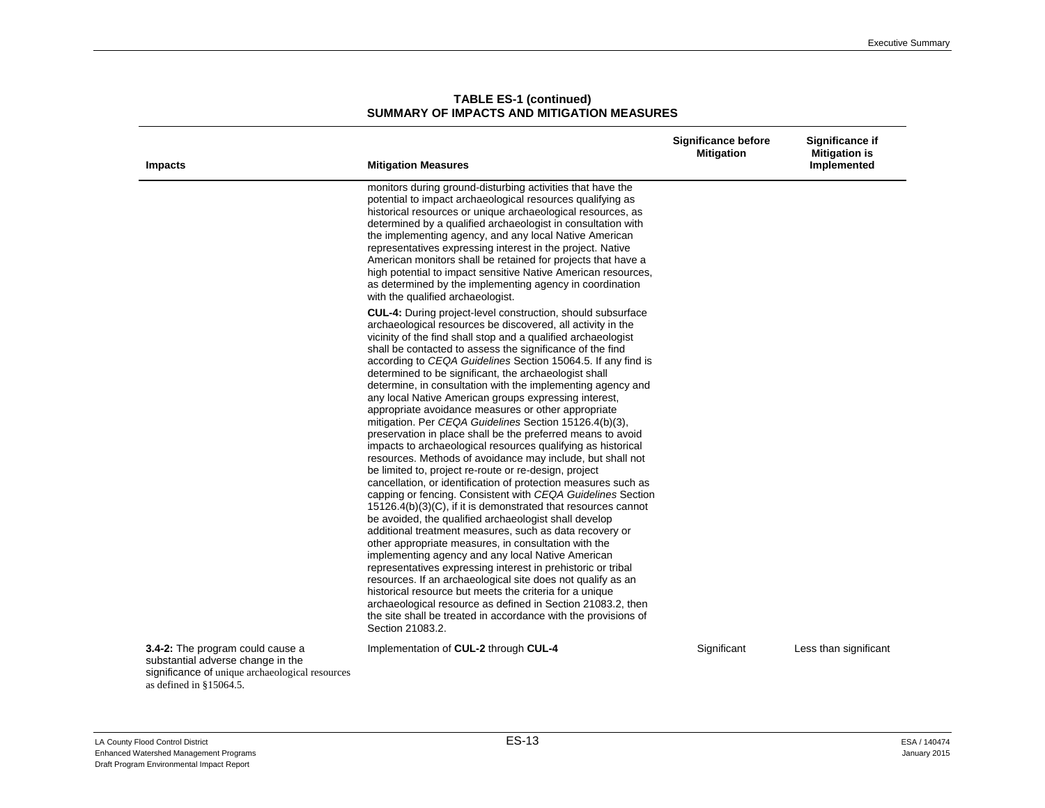**TABLE ES-1 (continued)**
**SUMMARY OF IMPACTS AND MITIGATION MEASURES**

| Impacts | Mitigation Measures | Significance before Mitigation | Significance if Mitigation is Implemented |
|---|---|---|---|
| | monitors during ground-disturbing activities that have the potential to impact archaeological resources qualifying as historical resources or unique archaeological resources, as determined by a qualified archaeologist in consultation with the implementing agency, and any local Native American representatives expressing interest in the project. Native American monitors shall be retained for projects that have a high potential to impact sensitive Native American resources, as determined by the implementing agency in coordination with the qualified archaeologist.<br><br>**CUL-4:** During project-level construction, should subsurface archaeological resources be discovered, all activity in the vicinity of the find shall stop and a qualified archaeologist shall be contacted to assess the significance of the find according to *CEQA Guidelines* Section 15064.5. If any find is determined to be significant, the archaeologist shall determine, in consultation with the implementing agency and any local Native American groups expressing interest, appropriate avoidance measures or other appropriate mitigation. Per *CEQA Guidelines* Section 15126.4(b)(3), preservation in place shall be the preferred means to avoid impacts to archaeological resources qualifying as historical resources. Methods of avoidance may include, but shall not be limited to, project re-route or re-design, project cancellation, or identification of protection measures such as capping or fencing. Consistent with *CEQA Guidelines* Section 15126.4(b)(3)(C), if it is demonstrated that resources cannot be avoided, the qualified archaeologist shall develop additional treatment measures, such as data recovery or other appropriate measures, in consultation with the implementing agency and any local Native American representatives expressing interest in prehistoric or tribal resources. If an archaeological site does not qualify as an historical resource but meets the criteria for a unique archaeological resource as defined in Section 21083.2, then the site shall be treated in accordance with the provisions of Section 21083.2. | | |
| **3.4-2:** The program could cause a substantial adverse change in the significance of unique archaeological resources as defined in §15064.5. | Implementation of **CUL-2** through **CUL-4** | Significant | Less than significant |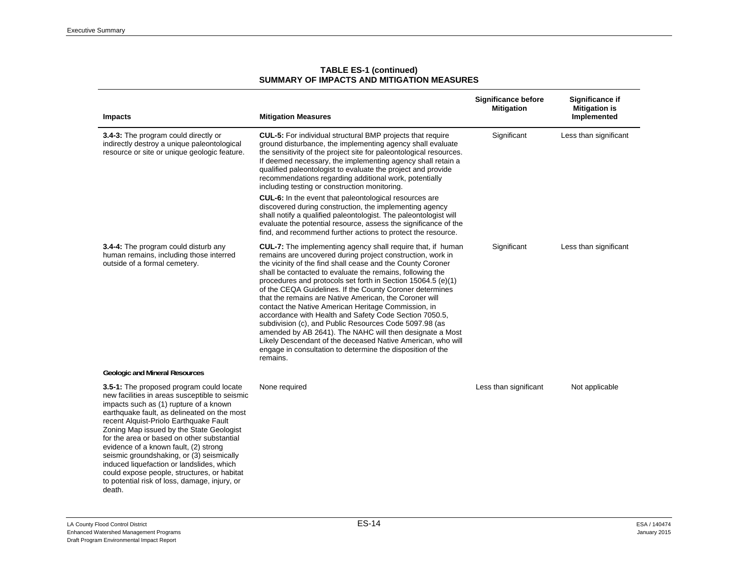**TABLE ES-1 (continued)**
**SUMMARY OF IMPACTS AND MITIGATION MEASURES**

| Impacts | Mitigation Measures | Significance before Mitigation | Significance if Mitigation is Implemented |
|---|---|---|---|
| **3.4-3:** The program could directly or indirectly destroy a unique paleontological resource or site or unique geologic feature. | **CUL-5:** For individual structural BMP projects that require ground disturbance, the implementing agency shall evaluate the sensitivity of the project site for paleontological resources. If deemed necessary, the implementing agency shall retain a qualified paleontologist to evaluate the project and provide recommendations regarding additional work, potentially including testing or construction monitoring.<br><br>**CUL-6:** In the event that paleontological resources are discovered during construction, the implementing agency shall notify a qualified paleontologist. The paleontologist will evaluate the potential resource, assess the significance of the find, and recommend further actions to protect the resource. | Significant | Less than significant |
| **3.4-4:** The program could disturb any human remains, including those interred outside of a formal cemetery. | **CUL-7:** The implementing agency shall require that, if human remains are uncovered during project construction, work in the vicinity of the find shall cease and the County Coroner shall be contacted to evaluate the remains, following the procedures and protocols set forth in Section 15064.5 (e)(1) of the CEQA Guidelines. If the County Coroner determines that the remains are Native American, the Coroner will contact the Native American Heritage Commission, in accordance with Health and Safety Code Section 7050.5, subdivision (c), and Public Resources Code 5097.98 (as amended by AB 2641). The NAHC will then designate a Most Likely Descendant of the deceased Native American, who will engage in consultation to determine the disposition of the remains. | Significant | Less than significant |
| **Geologic and Mineral Resources** | | | |
| **3.5-1:** The proposed program could locate new facilities in areas susceptible to seismic impacts such as (1) rupture of a known earthquake fault, as delineated on the most recent Alquist-Priolo Earthquake Fault Zoning Map issued by the State Geologist for the area or based on other substantial evidence of a known fault, (2) strong seismic groundshaking, or (3) seismically induced liquefaction or landslides, which could expose people, structures, or habitat to potential risk of loss, damage, injury, or death. | None required | Less than significant | Not applicable |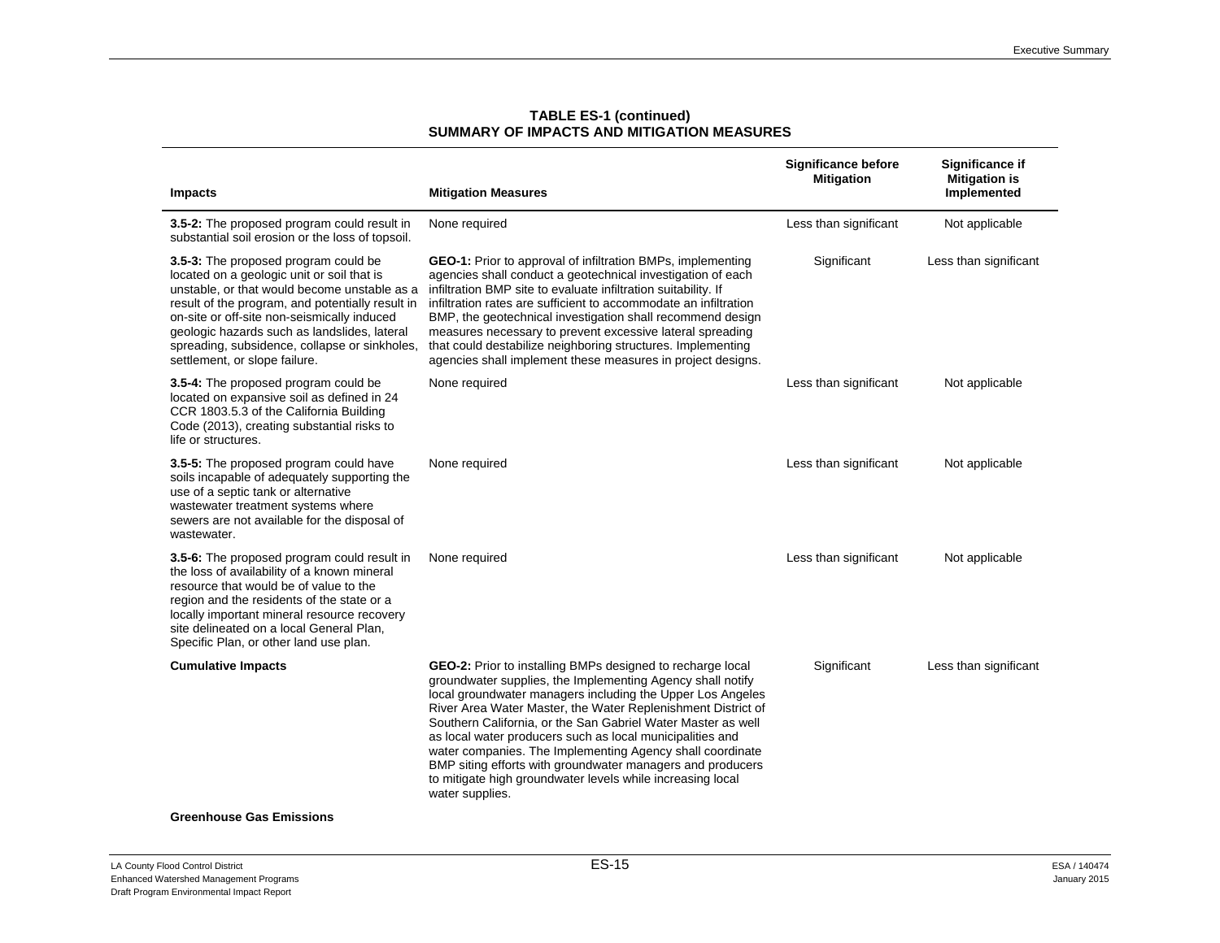**TABLE ES-1 (continued)**
**SUMMARY OF IMPACTS AND MITIGATION MEASURES**

| Impacts | Mitigation Measures | Significance before Mitigation | Significance if Mitigation is Implemented |
|---|---|---|---|
| **3.5-2:** The proposed program could result in substantial soil erosion or the loss of topsoil. | None required | Less than significant | Not applicable |
| **3.5-3:** The proposed program could be located on a geologic unit or soil that is unstable, or that would become unstable as a result of the program, and potentially result in on-site or off-site non-seismically induced geologic hazards such as landslides, lateral spreading, subsidence, collapse or sinkholes, settlement, or slope failure. | **GEO-1:** Prior to approval of infiltration BMPs, implementing agencies shall conduct a geotechnical investigation of each infiltration BMP site to evaluate infiltration suitability. If infiltration rates are sufficient to accommodate an infiltration BMP, the geotechnical investigation shall recommend design measures necessary to prevent excessive lateral spreading that could destabilize neighboring structures. Implementing agencies shall implement these measures in project designs. | Significant | Less than significant |
| **3.5-4:** The proposed program could be located on expansive soil as defined in 24 CCR 1803.5.3 of the California Building Code (2013), creating substantial risks to life or structures. | None required | Less than significant | Not applicable |
| **3.5-5:** The proposed program could have soils incapable of adequately supporting the use of a septic tank or alternative wastewater treatment systems where sewers are not available for the disposal of wastewater. | None required | Less than significant | Not applicable |
| **3.5-6:** The proposed program could result in the loss of availability of a known mineral resource that would be of value to the region and the residents of the state or a locally important mineral resource recovery site delineated on a local General Plan, Specific Plan, or other land use plan. | None required | Less than significant | Not applicable |
| **Cumulative Impacts** | **GEO-2:** Prior to installing BMPs designed to recharge local groundwater supplies, the Implementing Agency shall notify local groundwater managers including the Upper Los Angeles River Area Water Master, the Water Replenishment District of Southern California, or the San Gabriel Water Master as well as local water producers such as local municipalities and water companies. The Implementing Agency shall coordinate BMP siting efforts with groundwater managers and producers to mitigate high groundwater levels while increasing local water supplies. | Significant | Less than significant |
| **Greenhouse Gas Emissions** | | | |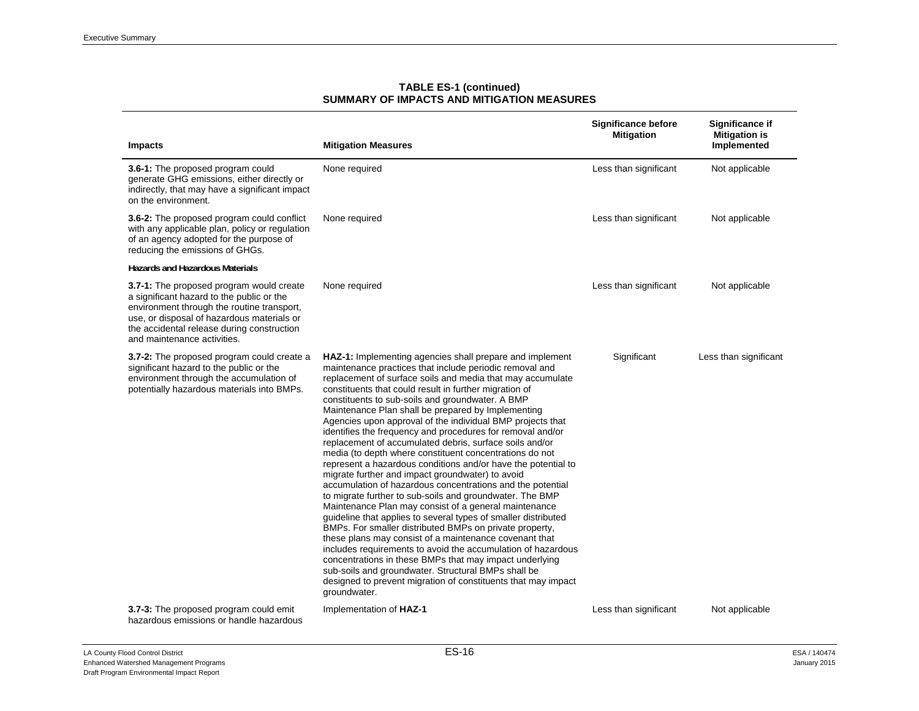**TABLE ES-1 (continued)**
**SUMMARY OF IMPACTS AND MITIGATION MEASURES**

| Impacts | Mitigation Measures | Significance before Mitigation | Significance if Mitigation is Implemented |
|---|---|---|---|
| **3.6-1:** The proposed program could generate GHG emissions, either directly or indirectly, that may have a significant impact on the environment. | None required | Less than significant | Not applicable |
| **3.6-2:** The proposed program could conflict with any applicable plan, policy or regulation of an agency adopted for the purpose of reducing the emissions of GHGs. | None required | Less than significant | Not applicable |
| **Hazards and Hazardous Materials** | | | |
| **3.7-1:** The proposed program would create a significant hazard to the public or the environment through the routine transport, use, or disposal of hazardous materials or the accidental release during construction and maintenance activities. | None required | Less than significant | Not applicable |
| **3.7-2:** The proposed program could create a significant hazard to the public or the environment through the accumulation of potentially hazardous materials into BMPs. | **HAZ-1:** Implementing agencies shall prepare and implement maintenance practices that include periodic removal and replacement of surface soils and media that may accumulate constituents that could result in further migration of constituents to sub-soils and groundwater. A BMP Maintenance Plan shall be prepared by Implementing Agencies upon approval of the individual BMP projects that identifies the frequency and procedures for removal and/or replacement of accumulated debris, surface soils and/or media (to depth where constituent concentrations do not represent a hazardous conditions and/or have the potential to migrate further and impact groundwater) to avoid accumulation of hazardous concentrations and the potential to migrate further to sub-soils and groundwater. The BMP Maintenance Plan may consist of a general maintenance guideline that applies to several types of smaller distributed BMPs. For smaller distributed BMPs on private property, these plans may consist of a maintenance covenant that includes requirements to avoid the accumulation of hazardous concentrations in these BMPs that may impact underlying sub-soils and groundwater. Structural BMPs shall be designed to prevent migration of constituents that may impact groundwater. | Significant | Less than significant |
| **3.7-3:** The proposed program could emit hazardous emissions or handle hazardous | Implementation of **HAZ-1** | Less than significant | Not applicable |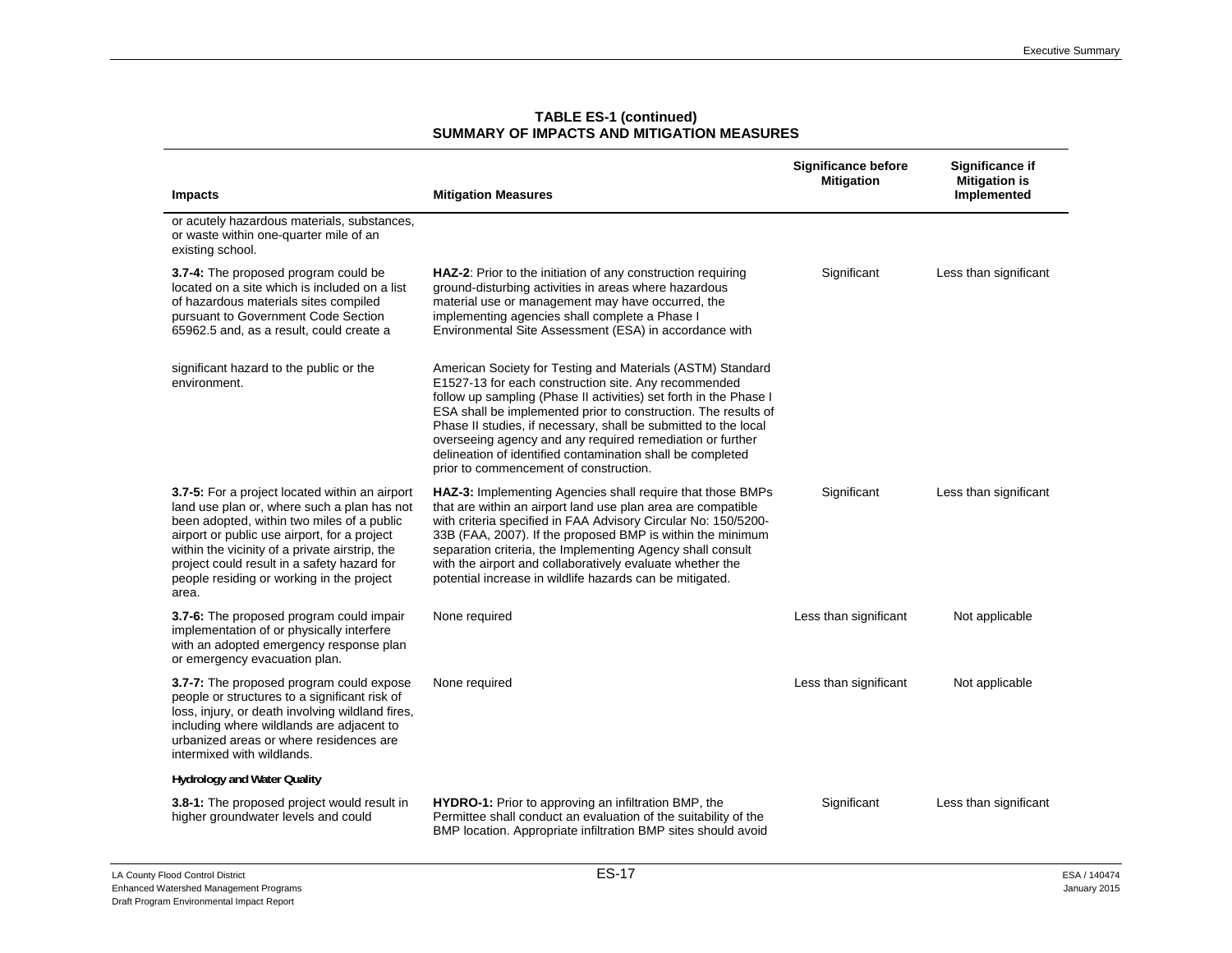**TABLE ES-1 (continued)**
**SUMMARY OF IMPACTS AND MITIGATION MEASURES**

| Impacts | Mitigation Measures | Significance before Mitigation | Significance if Mitigation is Implemented |
|---|---|---|---|
| or acutely hazardous materials, substances, or waste within one-quarter mile of an existing school. | | | |
| **3.7-4:** The proposed program could be located on a site which is included on a list of hazardous materials sites compiled pursuant to Government Code Section 65962.5 and, as a result, could create a significant hazard to the public or the environment. | **HAZ-2**: Prior to the initiation of any construction requiring ground-disturbing activities in areas where hazardous material use or management may have occurred, the implementing agencies shall complete a Phase I Environmental Site Assessment (ESA) in accordance with American Society for Testing and Materials (ASTM) Standard E1527-13 for each construction site. Any recommended follow up sampling (Phase II activities) set forth in the Phase I ESA shall be implemented prior to construction. The results of Phase II studies, if necessary, shall be submitted to the local overseeing agency and any required remediation or further delineation of identified contamination shall be completed prior to commencement of construction. | Significant | Less than significant |
| **3.7-5:** For a project located within an airport land use plan or, where such a plan has not been adopted, within two miles of a public airport or public use airport, for a project within the vicinity of a private airstrip, the project could result in a safety hazard for people residing or working in the project area. | **HAZ-3:** Implementing Agencies shall require that those BMPs that are within an airport land use plan area are compatible with criteria specified in FAA Advisory Circular No: 150/5200-33B (FAA, 2007). If the proposed BMP is within the minimum separation criteria, the Implementing Agency shall consult with the airport and collaboratively evaluate whether the potential increase in wildlife hazards can be mitigated. | Significant | Less than significant |
| **3.7-6:** The proposed program could impair implementation of or physically interfere with an adopted emergency response plan or emergency evacuation plan. | None required | Less than significant | Not applicable |
| **3.7-7:** The proposed program could expose people or structures to a significant risk of loss, injury, or death involving wildland fires, including where wildlands are adjacent to urbanized areas or where residences are intermixed with wildlands. | None required | Less than significant | Not applicable |
| **Hydrology and Water Quality** | | | |
| **3.8-1:** The proposed project would result in higher groundwater levels and could | **HYDRO-1:** Prior to approving an infiltration BMP, the Permittee shall conduct an evaluation of the suitability of the BMP location. Appropriate infiltration BMP sites should avoid | Significant | Less than significant |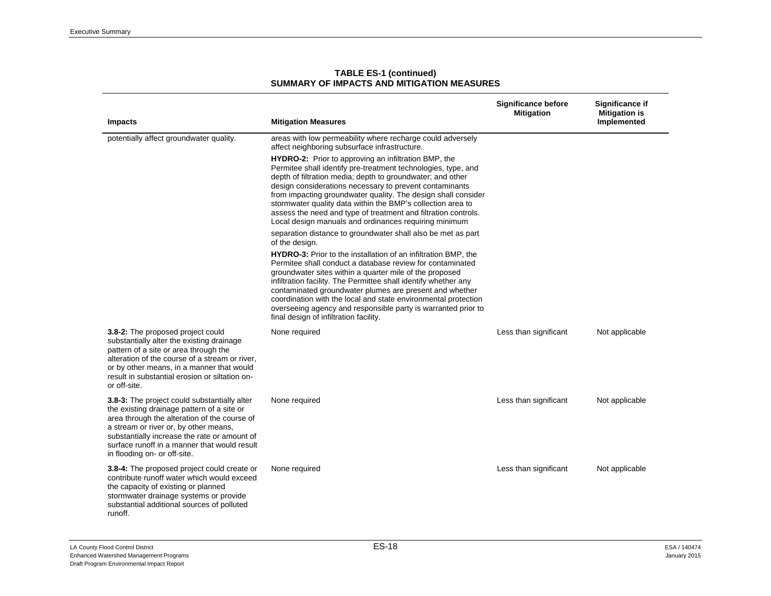**TABLE ES-1 (continued)**
**SUMMARY OF IMPACTS AND MITIGATION MEASURES**

| Impacts | Mitigation Measures | Significance before Mitigation | Significance if Mitigation is Implemented |
|---|---|---|---|
| potentially affect groundwater quality. | areas with low permeability where recharge could adversely affect neighboring subsurface infrastructure.<br><br>**HYDRO-2:** Prior to approving an infiltration BMP, the Permitee shall identify pre-treatment technologies, type, and depth of filtration media; depth to groundwater; and other design considerations necessary to prevent contaminants from impacting groundwater quality. The design shall consider stormwater quality data within the BMP's collection area to assess the need and type of treatment and filtration controls. Local design manuals and ordinances requiring minimum separation distance to groundwater shall also be met as part of the design.<br><br>**HYDRO-3:** Prior to the installation of an infiltration BMP, the Permitee shall conduct a database review for contaminated groundwater sites within a quarter mile of the proposed infiltration facility. The Permittee shall identify whether any contaminated groundwater plumes are present and whether coordination with the local and state environmental protection overseeing agency and responsible party is warranted prior to final design of infiltration facility. | | |
| **3.8-2:** The proposed project could substantially alter the existing drainage pattern of a site or area through the alteration of the course of a stream or river, or by other means, in a manner that would result in substantial erosion or siltation on- or off-site. | None required | Less than significant | Not applicable |
| **3.8-3:** The project could substantially alter the existing drainage pattern of a site or area through the alteration of the course of a stream or river or, by other means, substantially increase the rate or amount of surface runoff in a manner that would result in flooding on- or off-site. | None required | Less than significant | Not applicable |
| **3.8-4:** The proposed project could create or contribute runoff water which would exceed the capacity of existing or planned stormwater drainage systems or provide substantial additional sources of polluted runoff. | None required | Less than significant | Not applicable |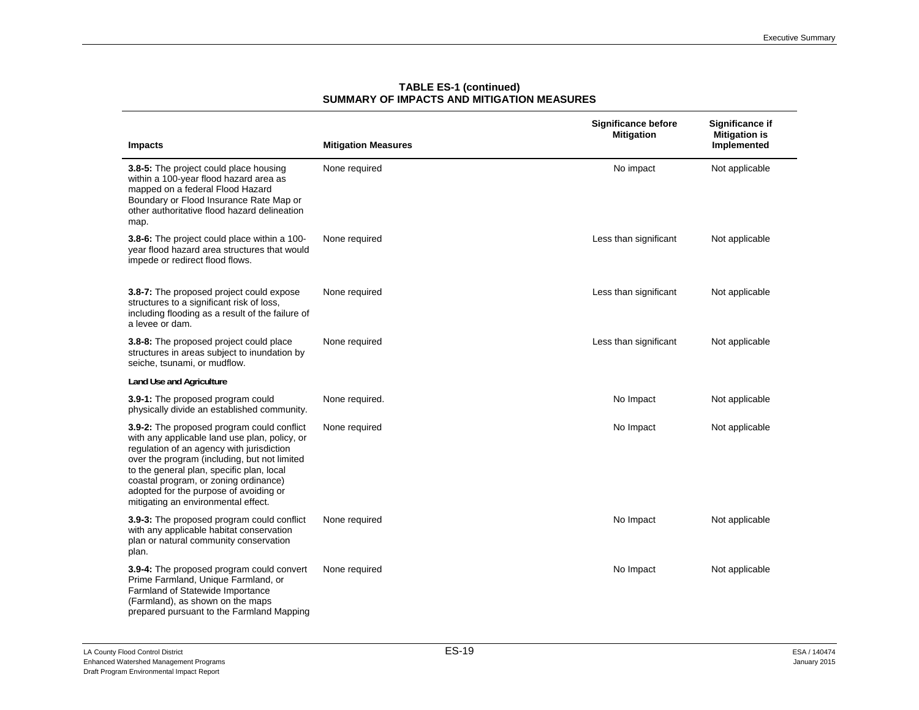**TABLE ES-1 (continued)**
**SUMMARY OF IMPACTS AND MITIGATION MEASURES**

| Impacts | Mitigation Measures | Significance before Mitigation | Significance if Mitigation is Implemented |
|---|---|---|---|
| **3.8-5:** The project could place housing within a 100-year flood hazard area as mapped on a federal Flood Hazard Boundary or Flood Insurance Rate Map or other authoritative flood hazard delineation map. | None required | No impact | Not applicable |
| **3.8-6:** The project could place within a 100-year flood hazard area structures that would impede or redirect flood flows. | None required | Less than significant | Not applicable |
| **3.8-7:** The proposed project could expose structures to a significant risk of loss, including flooding as a result of the failure of a levee or dam. | None required | Less than significant | Not applicable |
| **3.8-8:** The proposed project could place structures in areas subject to inundation by seiche, tsunami, or mudflow. | None required | Less than significant | Not applicable |
| **Land Use and Agriculture** | | | |
| **3.9-1:** The proposed program could physically divide an established community. | None required. | No Impact | Not applicable |
| **3.9-2:** The proposed program could conflict with any applicable land use plan, policy, or regulation of an agency with jurisdiction over the program (including, but not limited to the general plan, specific plan, local coastal program, or zoning ordinance) adopted for the purpose of avoiding or mitigating an environmental effect. | None required | No Impact | Not applicable |
| **3.9-3:** The proposed program could conflict with any applicable habitat conservation plan or natural community conservation plan. | None required | No Impact | Not applicable |
| **3.9-4:** The proposed program could convert Prime Farmland, Unique Farmland, or Farmland of Statewide Importance (Farmland), as shown on the maps prepared pursuant to the Farmland Mapping | None required | No Impact | Not applicable |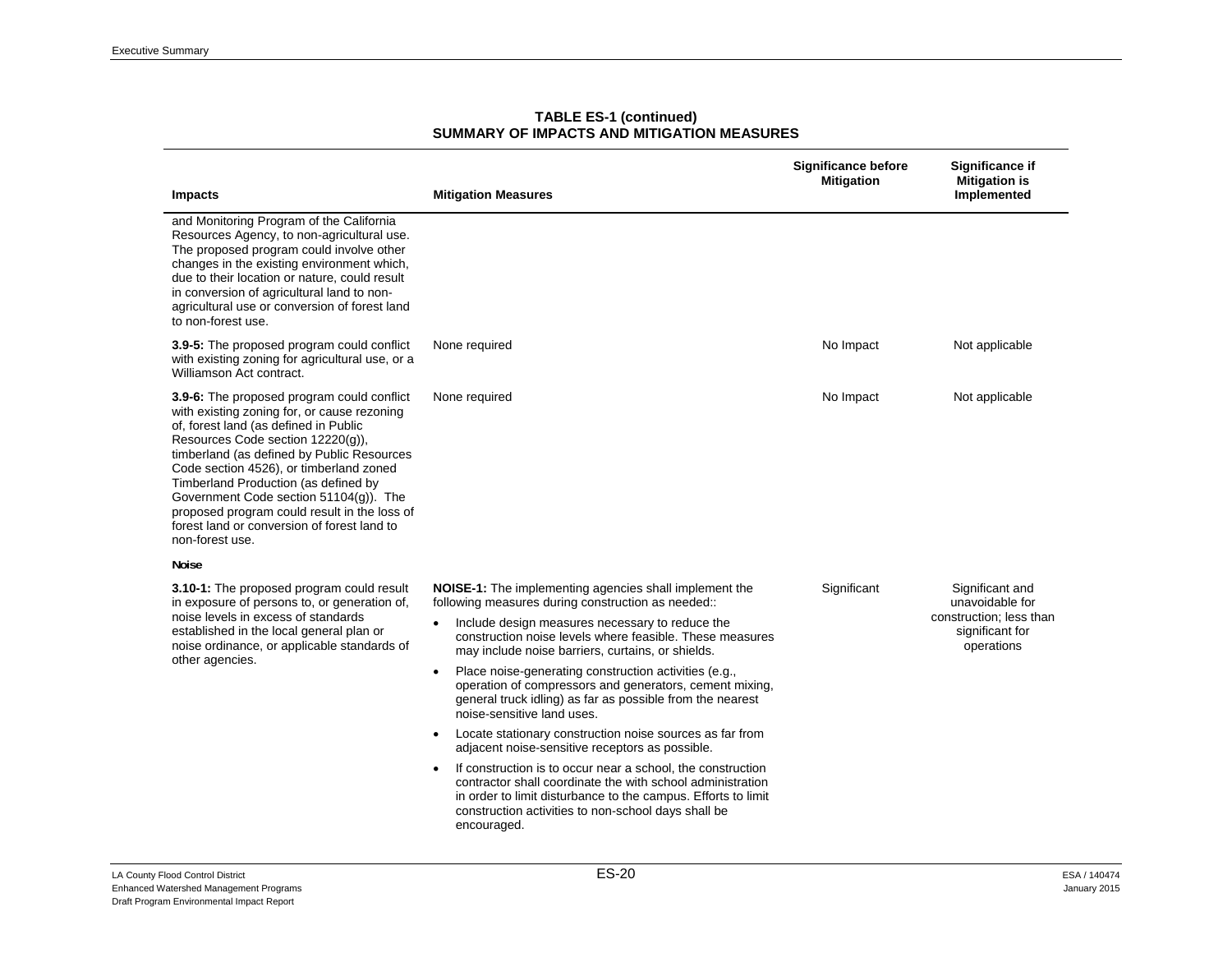**TABLE ES-1 (continued)**
**SUMMARY OF IMPACTS AND MITIGATION MEASURES**

| Impacts | Mitigation Measures | Significance before Mitigation | Significance if Mitigation is Implemented |
|---|---|---|---|
| and Monitoring Program of the California Resources Agency, to non-agricultural use. The proposed program could involve other changes in the existing environment which, due to their location or nature, could result in conversion of agricultural land to non-agricultural use or conversion of forest land to non-forest use. | | | |
| **3.9-5:** The proposed program could conflict with existing zoning for agricultural use, or a Williamson Act contract. | None required | No Impact | Not applicable |
| **3.9-6:** The proposed program could conflict with existing zoning for, or cause rezoning of, forest land (as defined in Public Resources Code section 12220(g)), timberland (as defined by Public Resources Code section 4526), or timberland zoned Timberland Production (as defined by Government Code section 51104(g)). The proposed program could result in the loss of forest land or conversion of forest land to non-forest use. | None required | No Impact | Not applicable |
| ***Noise*** | | | |
| **3.10-1:** The proposed program could result in exposure of persons to, or generation of, noise levels in excess of standards established in the local general plan or noise ordinance, or applicable standards of other agencies. | **NOISE-1:** The implementing agencies shall implement the following measures during construction as needed:: <br>• Include design measures necessary to reduce the construction noise levels where feasible. These measures may include noise barriers, curtains, or shields. <br>• Place noise-generating construction activities (e.g., operation of compressors and generators, cement mixing, general truck idling) as far as possible from the nearest noise-sensitive land uses. <br>• Locate stationary construction noise sources as far from adjacent noise-sensitive receptors as possible. <br>• If construction is to occur near a school, the construction contractor shall coordinate the with school administration in order to limit disturbance to the campus. Efforts to limit construction activities to non-school days shall be encouraged. | Significant | Significant and unavoidable for construction; less than significant for operations |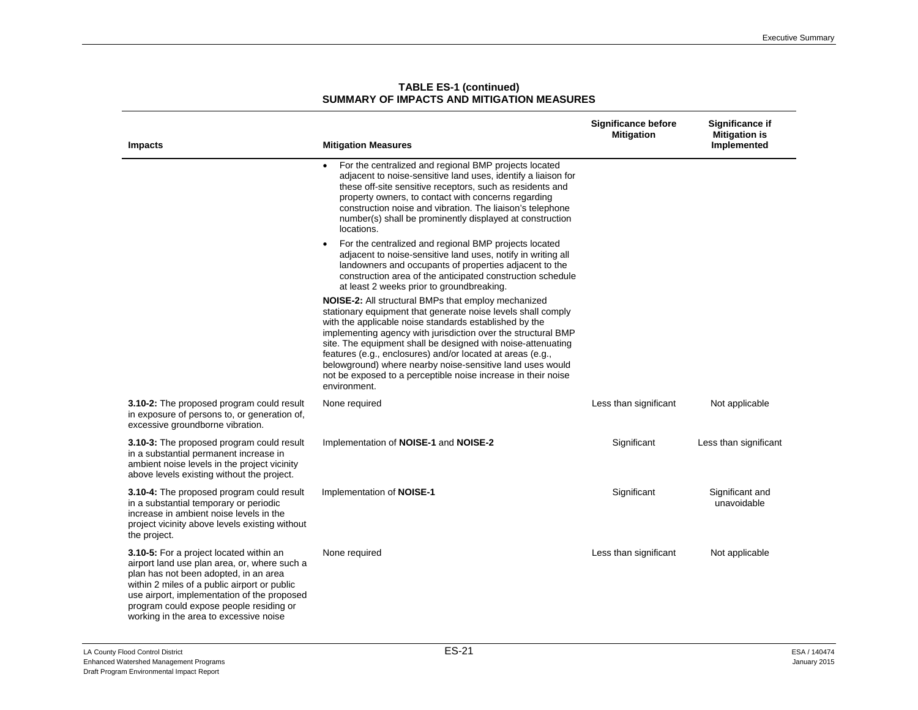**TABLE ES-1 (continued)**
**SUMMARY OF IMPACTS AND MITIGATION MEASURES**

| Impacts | Mitigation Measures | Significance before Mitigation | Significance if Mitigation is Implemented |
|---|---|---|---|
| | • For the centralized and regional BMP projects located adjacent to noise-sensitive land uses, identify a liaison for these off-site sensitive receptors, such as residents and property owners, to contact with concerns regarding construction noise and vibration. The liaison's telephone number(s) shall be prominently displayed at construction locations.<br>• For the centralized and regional BMP projects located adjacent to noise-sensitive land uses, notify in writing all landowners and occupants of properties adjacent to the construction area of the anticipated construction schedule at least 2 weeks prior to groundbreaking.<br>**NOISE-2:** All structural BMPs that employ mechanized stationary equipment that generate noise levels shall comply with the applicable noise standards established by the implementing agency with jurisdiction over the structural BMP site. The equipment shall be designed with noise-attenuating features (e.g., enclosures) and/or located at areas (e.g., belowground) where nearby noise-sensitive land uses would not be exposed to a perceptible noise increase in their noise environment. | | |
| **3.10-2:** The proposed program could result in exposure of persons to, or generation of, excessive groundborne vibration. | None required | Less than significant | Not applicable |
| **3.10-3:** The proposed program could result in a substantial permanent increase in ambient noise levels in the project vicinity above levels existing without the project. | Implementation of **NOISE-1** and **NOISE-2** | Significant | Less than significant |
| **3.10-4:** The proposed program could result in a substantial temporary or periodic increase in ambient noise levels in the project vicinity above levels existing without the project. | Implementation of **NOISE-1** | Significant | Significant and unavoidable |
| **3.10-5:** For a project located within an airport land use plan area, or, where such a plan has not been adopted, in an area within 2 miles of a public airport or public use airport, implementation of the proposed program could expose people residing or working in the area to excessive noise | None required | Less than significant | Not applicable |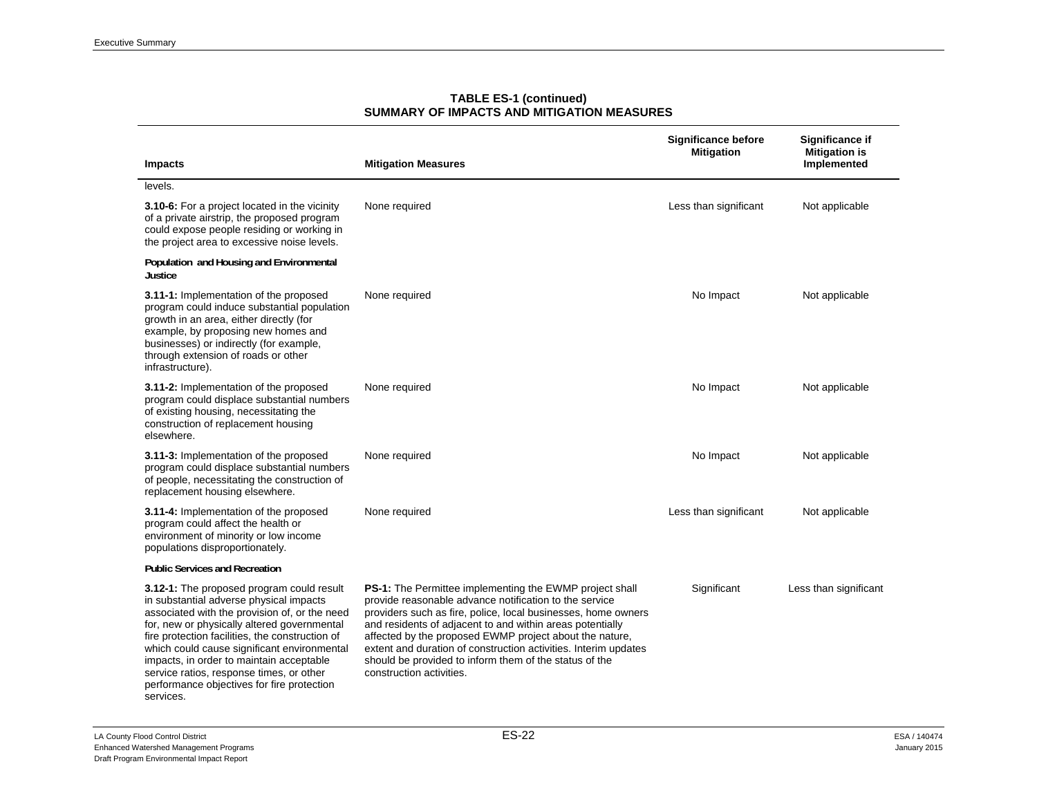**TABLE ES-1 (continued)**
**SUMMARY OF IMPACTS AND MITIGATION MEASURES**

| Impacts | Mitigation Measures | Significance before Mitigation | Significance if Mitigation is Implemented |
|---|---|---|---|
| levels. | | | |
| **3.10-6:** For a project located in the vicinity of a private airstrip, the proposed program could expose people residing or working in the project area to excessive noise levels. | None required | Less than significant | Not applicable |
| **Population and Housing and Environmental Justice** | | | |
| **3.11-1:** Implementation of the proposed program could induce substantial population growth in an area, either directly (for example, by proposing new homes and businesses) or indirectly (for example, through extension of roads or other infrastructure). | None required | No Impact | Not applicable |
| **3.11-2:** Implementation of the proposed program could displace substantial numbers of existing housing, necessitating the construction of replacement housing elsewhere. | None required | No Impact | Not applicable |
| **3.11-3:** Implementation of the proposed program could displace substantial numbers of people, necessitating the construction of replacement housing elsewhere. | None required | No Impact | Not applicable |
| **3.11-4:** Implementation of the proposed program could affect the health or environment of minority or low income populations disproportionately. | None required | Less than significant | Not applicable |
| **Public Services and Recreation** | | | |
| **3.12-1:** The proposed program could result in substantial adverse physical impacts associated with the provision of, or the need for, new or physically altered governmental fire protection facilities, the construction of which could cause significant environmental impacts, in order to maintain acceptable service ratios, response times, or other performance objectives for fire protection services. | **PS-1:** The Permittee implementing the EWMP project shall provide reasonable advance notification to the service providers such as fire, police, local businesses, home owners and residents of adjacent to and within areas potentially affected by the proposed EWMP project about the nature, extent and duration of construction activities. Interim updates should be provided to inform them of the status of the construction activities. | Significant | Less than significant |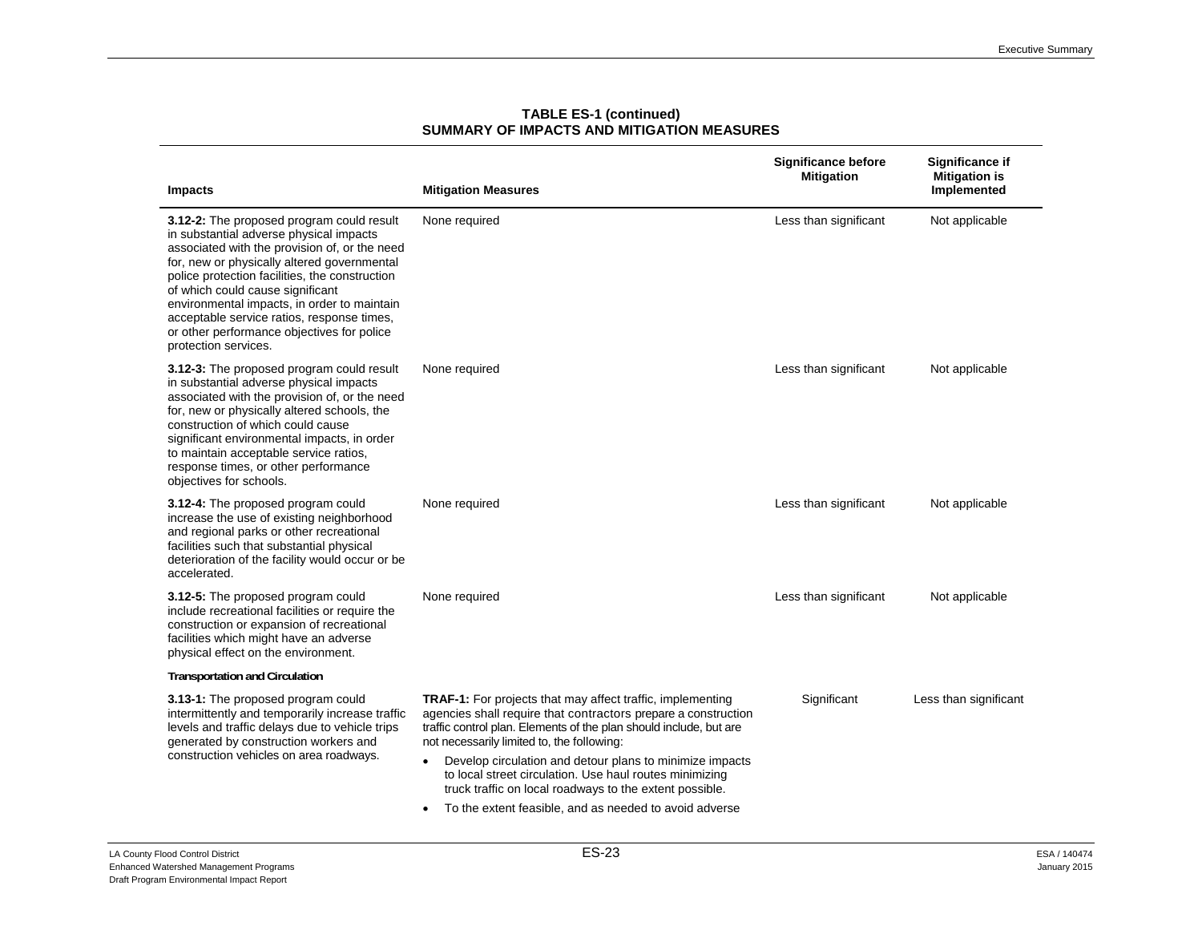**TABLE ES-1 (continued)**
**SUMMARY OF IMPACTS AND MITIGATION MEASURES**

| Impacts | Mitigation Measures | Significance before Mitigation | Significance if Mitigation is Implemented |
|---|---|---|---|
| **3.12-2:** The proposed program could result in substantial adverse physical impacts associated with the provision of, or the need for, new or physically altered governmental police protection facilities, the construction of which could cause significant environmental impacts, in order to maintain acceptable service ratios, response times, or other performance objectives for police protection services. | None required | Less than significant | Not applicable |
| **3.12-3:** The proposed program could result in substantial adverse physical impacts associated with the provision of, or the need for, new or physically altered schools, the construction of which could cause significant environmental impacts, in order to maintain acceptable service ratios, response times, or other performance objectives for schools. | None required | Less than significant | Not applicable |
| **3.12-4:** The proposed program could increase the use of existing neighborhood and regional parks or other recreational facilities such that substantial physical deterioration of the facility would occur or be accelerated. | None required | Less than significant | Not applicable |
| **3.12-5:** The proposed program could include recreational facilities or require the construction or expansion of recreational facilities which might have an adverse physical effect on the environment. | None required | Less than significant | Not applicable |
| **Transportation and Circulation** | | | |
| **3.13-1:** The proposed program could intermittently and temporarily increase traffic levels and traffic delays due to vehicle trips generated by construction workers and construction vehicles on area roadways. | **TRAF-1:** For projects that may affect traffic, implementing agencies shall require that contractors prepare a construction traffic control plan. Elements of the plan should include, but are not necessarily limited to, the following:<br>• Develop circulation and detour plans to minimize impacts to local street circulation. Use haul routes minimizing truck traffic on local roadways to the extent possible.<br>• To the extent feasible, and as needed to avoid adverse | Significant | Less than significant |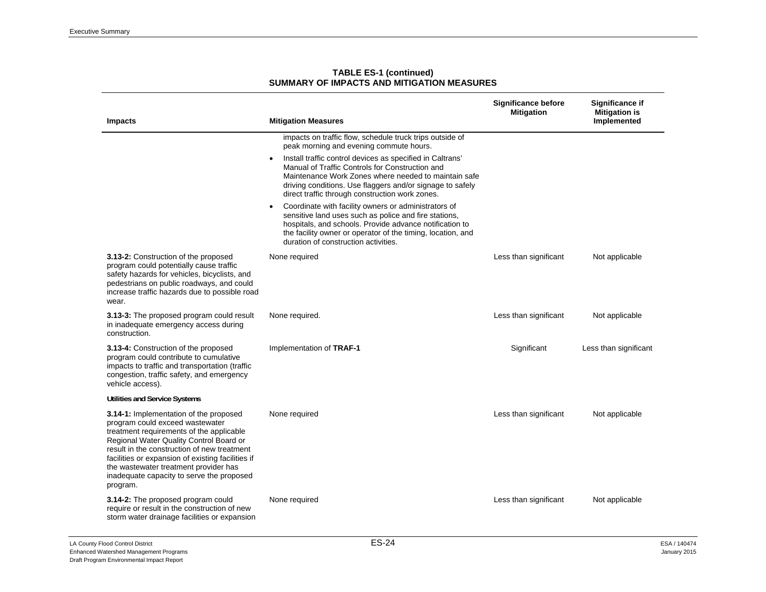**TABLE ES-1 (continued)**
**SUMMARY OF IMPACTS AND MITIGATION MEASURES**

| Impacts | Mitigation Measures | Significance before Mitigation | Significance if Mitigation is Implemented |
|---|---|---|---|
| | impacts on traffic flow, schedule truck trips outside of peak morning and evening commute hours.<br>• Install traffic control devices as specified in Caltrans' Manual of Traffic Controls for Construction and Maintenance Work Zones where needed to maintain safe driving conditions. Use flaggers and/or signage to safely direct traffic through construction work zones.<br>• Coordinate with facility owners or administrators of sensitive land uses such as police and fire stations, hospitals, and schools. Provide advance notification to the facility owner or operator of the timing, location, and duration of construction activities. | | |
| **3.13-2:** Construction of the proposed program could potentially cause traffic safety hazards for vehicles, bicyclists, and pedestrians on public roadways, and could increase traffic hazards due to possible road wear. | None required | Less than significant | Not applicable |
| **3.13-3:** The proposed program could result in inadequate emergency access during construction. | None required. | Less than significant | Not applicable |
| **3.13-4:** Construction of the proposed program could contribute to cumulative impacts to traffic and transportation (traffic congestion, traffic safety, and emergency vehicle access). | Implementation of **TRAF-1** | Significant | Less than significant |
| **Utilities and Service Systems** | | | |
| **3.14-1:** Implementation of the proposed program could exceed wastewater treatment requirements of the applicable Regional Water Quality Control Board or result in the construction of new treatment facilities or expansion of existing facilities if the wastewater treatment provider has inadequate capacity to serve the proposed program. | None required | Less than significant | Not applicable |
| **3.14-2:** The proposed program could require or result in the construction of new storm water drainage facilities or expansion | None required | Less than significant | Not applicable |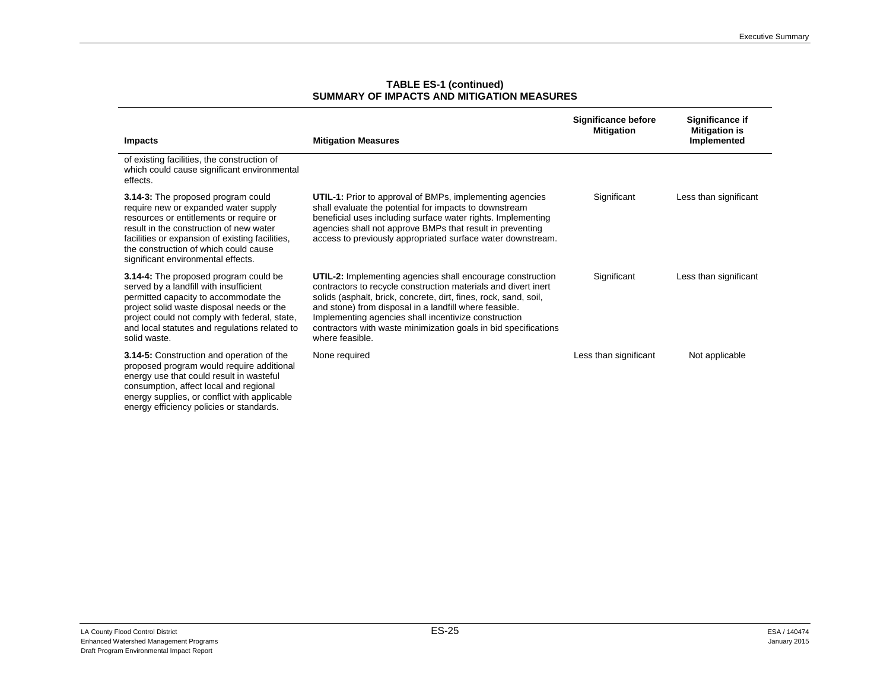**TABLE ES-1 (continued)**
**SUMMARY OF IMPACTS AND MITIGATION MEASURES**

| Impacts | Mitigation Measures | Significance before Mitigation | Significance if Mitigation is Implemented |
|---|---|---|---|
| of existing facilities, the construction of which could cause significant environmental effects. | | | |
| **3.14-3:** The proposed program could require new or expanded water supply resources or entitlements or require or result in the construction of new water facilities or expansion of existing facilities, the construction of which could cause significant environmental effects. | **UTIL-1:** Prior to approval of BMPs, implementing agencies shall evaluate the potential for impacts to downstream beneficial uses including surface water rights. Implementing agencies shall not approve BMPs that result in preventing access to previously appropriated surface water downstream. | Significant | Less than significant |
| **3.14-4:** The proposed program could be served by a landfill with insufficient permitted capacity to accommodate the project solid waste disposal needs or the project could not comply with federal, state, and local statutes and regulations related to solid waste. | **UTIL-2:** Implementing agencies shall encourage construction contractors to recycle construction materials and divert inert solids (asphalt, brick, concrete, dirt, fines, rock, sand, soil, and stone) from disposal in a landfill where feasible. Implementing agencies shall incentivize construction contractors with waste minimization goals in bid specifications where feasible. | Significant | Less than significant |
| **3.14-5:** Construction and operation of the proposed program would require additional energy use that could result in wasteful consumption, affect local and regional energy supplies, or conflict with applicable energy efficiency policies or standards. | None required | Less than significant | Not applicable |